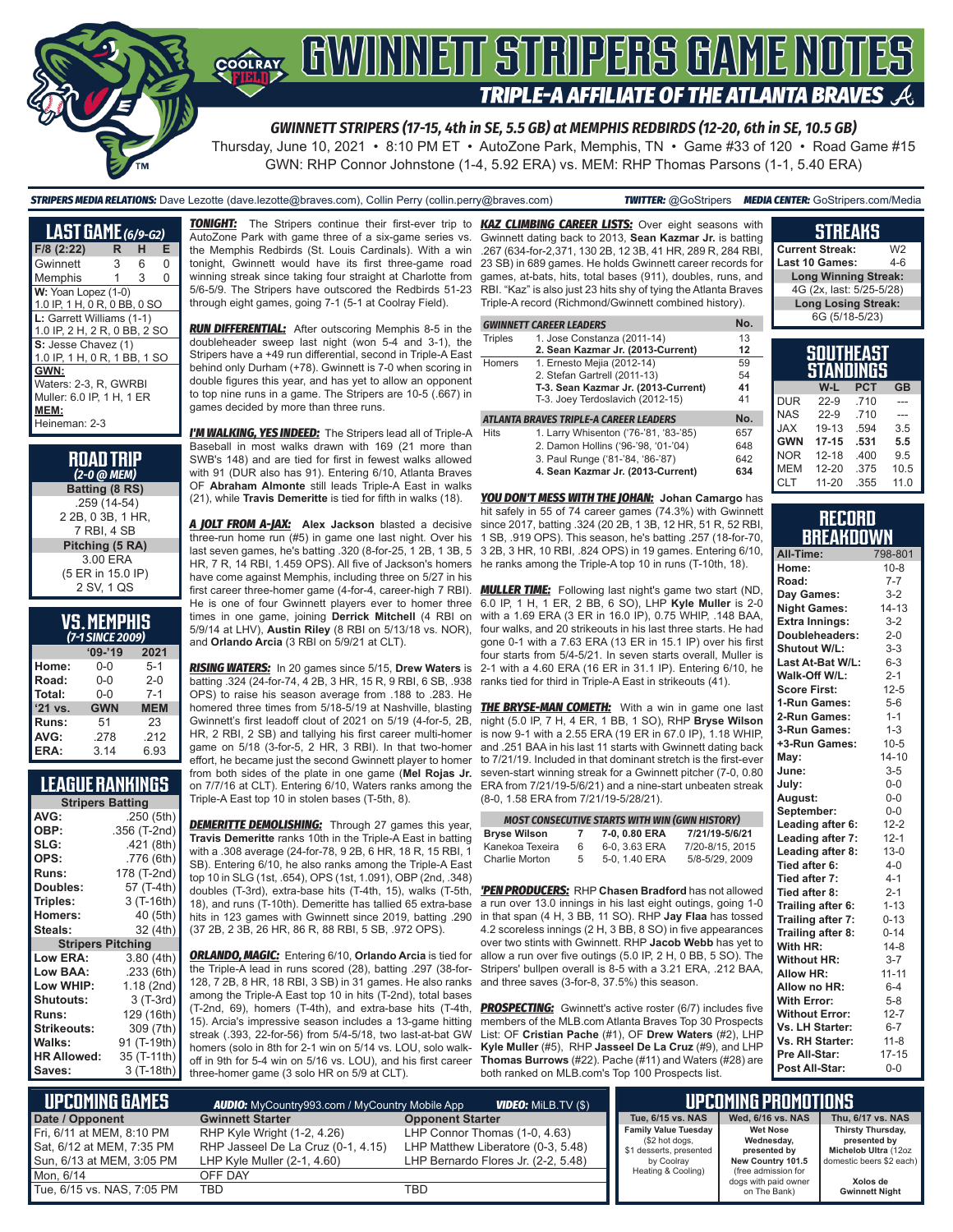# GWINNETT STRIPERS GAME NOTES

## TRIPLE-A AFFILIATE OF THE ATLANTA BRAVES

**GWINNETT STRIPERS (17-15, 4th in SE, 5.5 GB) at MEMPHIS REDBIRDS (12-20, 6th in SE, 10.5 GB)**

Thursday, June 10, 2021 • 8:10 PM ET • AutoZone Park, Memphis, TN • Game #33 of 120 • Road Game #15

GWN: RHP Connor Johnstone (1-4, 5.92 ERA) vs. MEM: RHP Thomas Parsons (1-1, 5.40 ERA)

**STRIPERS MEDIA RELATIONS:** Dave Lezotte (dave.lezotte@braves.com), Collin Perry (collin.perry@braves.com) **TWITTER:** @GoStripers **MEDIA CENTER:** GoStripers.com/Media

## LAST GAME (6/9-G2)

| F/8 (2:22) | R | H | E |
|---|---|---|---|
| Gwinnett | 3 | 6 | 0 |
| Memphis | 1 | 3 | 0 |

**W:** Yoan Lopez (1-0)
1.0 IP, 1 H, 0 R, 0 BB, 0 SO

**L:** Garrett Williams (1-1)
1.0 IP, 2 H, 2 R, 0 BB, 2 SO

**S:** Jesse Chavez (1)
1.0 IP, 1 H, 0 R, 1 BB, 1 SO

**GWN:**
Waters: 2-3, R, GWRBI
Muller: 6.0 IP, 1 H, 1 ER

**MEM:**
Heineman: 2-3

## ROAD TRIP
*(2-0 @ MEM)*

**Batting (8 RS)**
.259 (14-54)
2 2B, 0 3B, 1 HR,
7 RBI, 4 SB

**Pitching (5 RA)**
3.00 ERA
(5 ER in 15.0 IP)
2 SV, 1 QS

## VS. MEMPHIS
*(7-1 SINCE 2009)*

| | '09-'19 | 2021 |
|---|---|---|
| Home: | 0-0 | 5-1 |
| Road: | 0-0 | 2-0 |
| Total: | 0-0 | 7-1 |
| '21 vs. | GWN | MEM |
| Runs: | 51 | 23 |
| AVG: | .278 | .212 |
| ERA: | 3.14 | 6.93 |

## LEAGUE RANKINGS

| Stripers Batting | |
|---|---|
| AVG: | .250 (5th) |
| OBP: | .356 (T-2nd) |
| SLG: | .421 (8th) |
| OPS: | .776 (6th) |
| Runs: | 178 (T-2nd) |
| Doubles: | 57 (T-4th) |
| Triples: | 3 (T-16th) |
| Homers: | 40 (5th) |
| Steals: | 32 (4th) |
| **Stripers Pitching** | |
| Low ERA: | 3.80 (4th) |
| Low BAA: | .233 (6th) |
| Low WHIP: | 1.18 (2nd) |
| Shutouts: | 3 (T-3rd) |
| Runs: | 129 (16th) |
| Strikeouts: | 309 (7th) |
| Walks: | 91 (T-19th) |
| HR Allowed: | 35 (T-11th) |
| Saves: | 3 (T-18th) |

**TONIGHT:** The Stripers continue their first-ever trip to AutoZone Park with game three of a six-game series vs. the Memphis Redbirds (St. Louis Cardinals). With a win tonight, Gwinnett would have its first three-game road winning streak since taking four straight at Charlotte from 5/6-5/9. The Stripers have outscored the Redbirds 51-23 through eight games, going 7-1 (5-1 at Coolray Field).

**RUN DIFFERENTIAL:** After outscoring Memphis 8-5 in the doubleheader sweep last night (won 5-4 and 3-1), the Stripers have a +49 run differential, second in Triple-A East behind only Durham (+78). Gwinnett is 7-0 when scoring in double figures this year, and has yet to allow an opponent to top nine runs in a game. The Stripers are 10-5 (.667) in games decided by more than three runs.

**I'M WALKING, YES INDEED:** The Stripers lead all of Triple-A Baseball in most walks drawn with 169 (21 more than SWB's 148) and are tied for first in fewest walks allowed with 91 (DUR also has 91). Entering 6/10, Atlanta Braves OF **Abraham Almonte** still leads Triple-A East in walks (21), while **Travis Demeritte** is tied for fifth in walks (18).

**A JOLT FROM A-JAX:** **Alex Jackson** blasted a decisive three-run home run (#5) in game one last night. Over his last seven games, he's batting .320 (8-for-25, 1 2B, 1 3B, 5 HR, 7 R, 14 RBI, 1.459 OPS). All five of Jackson's homers have come against Memphis, including three on 5/27 in his first career three-homer game (4-for-4, career-high 7 RBI). He is one of four Gwinnett players ever to homer three times in one game, joining **Derrick Mitchell** (4 RBI on 5/9/14 at LHV), **Austin Riley** (8 RBI on 5/13/18 vs. NOR), and **Orlando Arcia** (3 RBI on 5/9/21 at CLT).

**RISING WATERS:** In 20 games since 5/15, **Drew Waters** is batting .324 (24-for-74, 4 2B, 3 HR, 15 R, 9 RBI, 6 SB, .938 OPS) to raise his season average from .188 to .283. He homered three times from 5/18-5/19 at Nashville, blasting Gwinnett's first leadoff clout of 2021 on 5/19 (4-for-5, 2B, HR, 2 RBI, 2 SB) and tallying his first career multi-homer game on 5/18 (3-for-5, 2 HR, 3 RBI). In that two-homer effort, he became just the second Gwinnett player to homer from both sides of the plate in one game (**Mel Rojas Jr.** on 7/7/16 at CLT). Entering 6/10, Waters ranks among the Triple-A East top 10 in stolen bases (T-5th, 8).

**DEMERITTE DEMOLISHING:** Through 27 games this year, **Travis Demeritte** ranks 10th in the Triple-A East in batting with a .308 average (24-for-78, 9 2B, 6 HR, 18 R, 15 RBI, 1 SB). Entering 6/10, he also ranks among the Triple-A East top 10 in SLG (1st, .654), OPS (1st, 1.091), OBP (2nd, .348) doubles (T-3rd), extra-base hits (T-4th, 15), walks (T-5th, 18), and runs (T-10th). Demeritte has tallied 65 extra-base hits in 123 games with Gwinnett since 2019, batting .290 (37 2B, 2 3B, 26 HR, 86 R, 88 RBI, 5 SB, .972 OPS).

**ORLANDO, MAGIC:** Entering 6/10, **Orlando Arcia** is tied for the Triple-A lead in runs scored (28), batting .297 (38-for-128, 7 2B, 8 HR, 18 RBI, 3 SB) in 31 games. He also ranks among the Triple-A East top 10 in hits (T-2nd), total bases (T-2nd, 69), homers (T-4th), and extra-base hits (T-4th, 15). Arcia's impressive season includes a 13-game hitting streak (.393, 22-for-56) from 5/4-5/18, two last-at-bat GW homers (solo in 8th for 2-1 win on 5/14 vs. LOU, solo walk-off in 9th for 5-4 win on 5/16 vs. LOU), and his first career three-homer game (3 solo HR on 5/9 at CLT).

**KAZ CLIMBING CAREER LISTS:** Over eight seasons with Gwinnett dating back to 2013, **Sean Kazmar Jr.** is batting .267 (634-for-2,371, 130 2B, 12 3B, 41 HR, 289 R, 284 RBI, 23 SB) in 689 games. He holds Gwinnett career records for games, at-bats, hits, total bases (911), doubles, runs, and RBI. "Kaz" is also just 23 hits shy of tying the Atlanta Braves Triple-A record (Richmond/Gwinnett combined history).

| GWINNETT CAREER LEADERS | | No. |
|---|---|---|
| Triples | 1. Jose Constanza (2011-14) | 13 |
| | **2. Sean Kazmar Jr. (2013-Current)** | **12** |
| Homers | 1. Ernesto Mejia (2012-14) | 59 |
| | 2. Stefan Gartrell (2011-13) | 54 |
| | **T-3. Sean Kazmar Jr. (2013-Current)** | **41** |
| | T-3. Joey Terdoslavich (2012-15) | 41 |

| ATLANTA BRAVES TRIPLE-A CAREER LEADERS | | No. |
|---|---|---|
| Hits | 1. Larry Whisenton ('76-'81, '83-'85) | 657 |
| | 2. Damon Hollins ('96-'98, '01-'04) | 648 |
| | 3. Paul Runge ('81-'84, '86-'87) | 642 |
| | **4. Sean Kazmar Jr. (2013-Current)** | **634** |

**YOU DON'T MESS WITH THE JOHAN:** **Johan Camargo** has hit safely in 55 of 74 career games (74.3%) with Gwinnett since 2017, batting .324 (20 2B, 1 3B, 12 HR, 51 R, 52 RBI, 1 SB, .919 OPS). This season, he's batting .257 (18-for-70, 3 2B, 3 HR, 10 RBI, .824 OPS) in 19 games. Entering 6/10, he ranks among the Triple-A top 10 in runs (T-10th, 18).

**MULLER TIME:** Following last night's game two start (ND, 6.0 IP, 1 H, 1 ER, 2 BB, 6 SO), LHP **Kyle Muller** is 2-0 with a 1.69 ERA (3 ER in 16.0 IP), 0.75 WHIP, .148 BAA, four walks, and 20 strikeouts in his last three starts. He had gone 0-1 with a 7.63 ERA (13 ER in 15.1 IP) over his first four starts from 5/4-5/21. In seven starts overall, Muller is 2-1 with a 4.60 ERA (16 ER in 31.1 IP). Entering 6/10, he ranks tied for third in Triple-A East in strikeouts (41).

**THE BRYSE-MAN COMETH:** With a win in game one last night (5.0 IP, 7 H, 4 ER, 1 BB, 1 SO), RHP **Bryse Wilson** is now 9-1 with a 2.55 ERA (19 ER in 67.0 IP), 1.18 WHIP, and .251 BAA in his last 11 starts with Gwinnett dating back to 7/21/19. Included in that dominant stretch is the first-ever seven-start winning streak for a Gwinnett pitcher (7-0, 0.80 ERA from 7/21/19-5/6/21) and a nine-start unbeaten streak (8-0, 1.58 ERA from 7/21/19-5/28/21).

| MOST CONSECUTIVE STARTS WITH WIN (GWN HISTORY) | | | |
|---|---|---|---|
| **Bryse Wilson** | **7** | **7-0, 0.80 ERA** | **7/21/19-5/6/21** |
| Kanekoa Texeira | 6 | 6-0, 3.63 ERA | 7/20-8/15, 2015 |
| Charlie Morton | 5 | 5-0, 1.40 ERA | 5/8-5/29, 2009 |

**'PEN PRODUCERS:** RHP **Chasen Bradford** has not allowed a run over 13.0 innings in his last eight outings, going 1-0 in that span (4 H, 3 BB, 11 SO). RHP **Jay Flaa** has tossed 4.2 scoreless innings (2 H, 3 BB, 8 SO) in five appearances over two stints with Gwinnett. RHP **Jacob Webb** has yet to allow a run over five outings (5.0 IP, 2 H, 0 BB, 5 SO). The Stripers' bullpen overall is 8-5 with a 3.21 ERA, .212 BAA, and three saves (3-for-8, 37.5%) this season.

**PROSPECTING:** Gwinnett's active roster (6/7) includes five members of the MLB.com Atlanta Braves Top 30 Prospects List: OF **Cristian Pache** (#1), OF **Drew Waters** (#2), LHP **Kyle Muller** (#5), RHP **Jasseel De La Cruz** (#9), and LHP **Thomas Burrows** (#22). Pache (#11) and Waters (#28) are both ranked on MLB.com's Top 100 Prospects list.

## STREAKS

| | |
|---|---|
| Current Streak: | W2 |
| Last 10 Games: | 4-6 |
| **Long Winning Streak:** | |
| 4G (2x, last: 5/25-5/28) | |
| **Long Losing Streak:** | |
| 6G (5/18-5/23) | |

## SOUTHEAST STANDINGS

| | W-L | PCT | GB |
|---|---|---|---|
| DUR | 22-9 | .710 | --- |
| NAS | 22-9 | .710 | --- |
| JAX | 19-13 | .594 | 3.5 |
| **GWN** | **17-15** | **.531** | **5.5** |
| NOR | 12-18 | .400 | 9.5 |
| MEM | 12-20 | .375 | 10.5 |
| CLT | 11-20 | .355 | 11.0 |

## RECORD BREAKDOWN

| | |
|---|---|
| All-Time: | 798-801 |
| Home: | 10-8 |
| Road: | 7-7 |
| Day Games: | 3-2 |
| Night Games: | 14-13 |
| Extra Innings: | 3-2 |
| Doubleheaders: | 2-0 |
| Shutout W/L: | 3-3 |
| Last At-Bat W/L: | 6-3 |
| Walk-Off W/L: | 2-1 |
| Score First: | 12-5 |
| 1-Run Games: | 5-6 |
| 2-Run Games: | 1-1 |
| 3-Run Games: | 1-3 |
| +3-Run Games: | 10-5 |
| May: | 14-10 |
| June: | 3-5 |
| July: | 0-0 |
| August: | 0-0 |
| September: | 0-0 |
| Leading after 6: | 12-2 |
| Leading after 7: | 12-1 |
| Leading after 8: | 13-0 |
| Tied after 6: | 4-0 |
| Tied after 7: | 4-1 |
| Tied after 8: | 2-1 |
| Trailing after 6: | 1-13 |
| Trailing after 7: | 0-13 |
| Trailing after 8: | 0-14 |
| With HR: | 14-8 |
| Without HR: | 3-7 |
| Allow HR: | 11-11 |
| Allow no HR: | 6-4 |
| With Error: | 5-8 |
| Without Error: | 12-7 |
| Vs. LH Starter: | 6-7 |
| Vs. RH Starter: | 11-8 |
| Pre All-Star: | 17-15 |
| Post All-Star: | 0-0 |

## UPCOMING GAMES

**AUDIO:** MyCountry993.com / MyCountry Mobile App **VIDEO:** MiLB.TV ($)

| Date / Opponent | Gwinnett Starter | Opponent Starter |
|---|---|---|
| Fri, 6/11 at MEM, 8:10 PM | RHP Kyle Wright (1-2, 4.26) | LHP Connor Thomas (1-0, 4.63) |
| Sat, 6/12 at MEM, 7:35 PM | RHP Jasseel De La Cruz (0-1, 4.15) | LHP Matthew Liberatore (0-3, 5.48) |
| Sun, 6/13 at MEM, 3:05 PM | LHP Kyle Muller (2-1, 4.60) | LHP Bernardo Flores Jr. (2-2, 5.48) |
| Mon, 6/14 | OFF DAY | |
| Tue, 6/15 vs. NAS, 7:05 PM | TBD | TBD |

## UPCOMING PROMOTIONS

| Tue, 6/15 vs. NAS | Wed, 6/16 vs. NAS | Thu, 6/17 vs. NAS |
|---|---|---|
| **Family Value Tuesday** ($2 hot dogs, $1 desserts, presented by Coolray Heating & Cooling) | **Wet Nose Wednesday,** presented by **New Country 101.5** (free admission for dogs with paid owner on The Bank) | **Thirsty Thursday,** presented by **Michelob Ultra** (12oz domestic beers $2 each) **Xolos de Gwinnett Night** |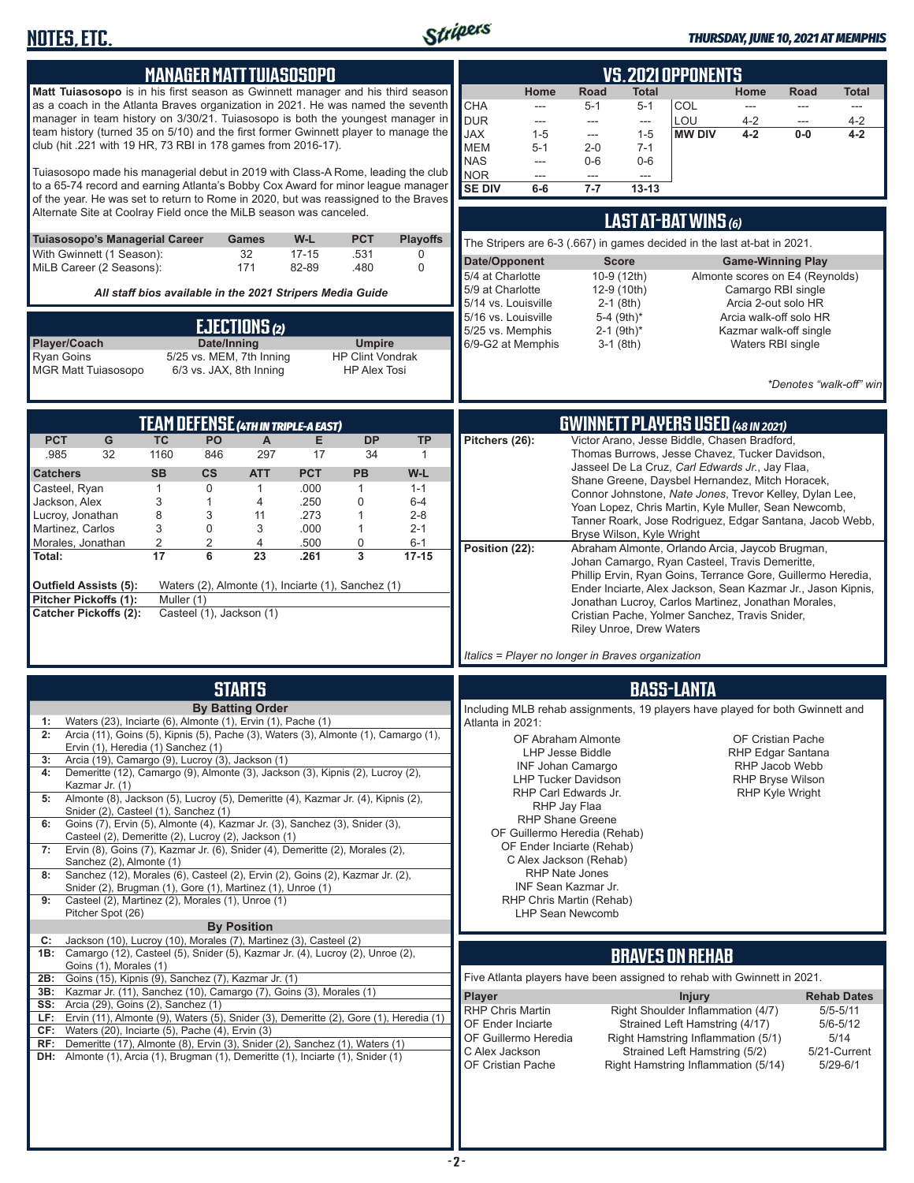# NOTES, ETC.

## MANAGER MATT TUIASOSOPO

**Matt Tuiasosopo** is in his first season as Gwinnett manager and his third season as a coach in the Atlanta Braves organization in 2021. He was named the seventh manager in team history on 3/30/21. Tuiasosopo is both the youngest manager in team history (turned 35 on 5/10) and the first former Gwinnett player to manage the club (hit .221 with 19 HR, 73 RBI in 178 games from 2016-17).

Tuiasosopo made his managerial debut in 2019 with Class-A Rome, leading the club to a 65-74 record and earning Atlanta's Bobby Cox Award for minor league manager of the year. He was set to return to Rome in 2020, but was reassigned to the Braves Alternate Site at Coolray Field once the MiLB season was canceled.

| Tuiasosopo's Managerial Career | Games | W-L | PCT | Playoffs |
|---|---|---|---|---|
| With Gwinnett (1 Season): | 32 | 17-15 | .531 | 0 |
| MiLB Career (2 Seasons): | 171 | 82-89 | .480 | 0 |

*All staff bios available in the 2021 Stripers Media Guide*

## EJECTIONS (2)

| Player/Coach | Date/Inning | Umpire |
|---|---|---|
| Ryan Goins | 5/25 vs. MEM, 7th Inning | HP Clint Vondrak |
| MGR Matt Tuiasosopo | 6/3 vs. JAX, 8th Inning | HP Alex Tosi |

## VS. 2021 OPPONENTS

| | Home | Road | Total | | Home | Road | Total |
|---|---|---|---|---|---|---|---|
| CHA | --- | 5-1 | 5-1 | COL | --- | --- | --- |
| DUR | --- | --- | --- | LOU | 4-2 | --- | 4-2 |
| JAX | 1-5 | --- | 1-5 | MW DIV | 4-2 | 0-0 | 4-2 |
| MEM | 5-1 | 2-0 | 7-1 | | | | |
| NAS | --- | 0-6 | 0-6 | | | | |
| NOR | --- | --- | --- | | | | |
| SE DIV | 6-6 | 7-7 | 13-13 | | | | |

## LAST AT-BAT WINS (6)

The Stripers are 6-3 (.667) in games decided in the last at-bat in 2021.

| Date/Opponent | Score | Game-Winning Play |
|---|---|---|
| 5/4 at Charlotte | 10-9 (12th) | Almonte scores on E4 (Reynolds) |
| 5/9 at Charlotte | 12-9 (10th) | Camargo RBI single |
| 5/14 vs. Louisville | 2-1 (8th) | Arcia 2-out solo HR |
| 5/16 vs. Louisville | 5-4 (9th)* | Arcia walk-off solo HR |
| 5/25 vs. Memphis | 2-1 (9th)* | Kazmar walk-off single |
| 6/9-G2 at Memphis | 3-1 (8th) | Waters RBI single |

*\*Denotes "walk-off" win*

## TEAM DEFENSE (4TH IN TRIPLE-A EAST)

| PCT | G | TC | PO | A | E | DP | TP |
|---|---|---|---|---|---|---|---|
| .985 | 32 | 1160 | 846 | 297 | 17 | 34 | 1 |

| Catchers | SB | CS | ATT | PCT | PB | W-L |
|---|---|---|---|---|---|---|
| Casteel, Ryan | 1 | 0 | 1 | .000 | 1 | 1-1 |
| Jackson, Alex | 3 | 1 | 4 | .250 | 0 | 6-4 |
| Lucroy, Jonathan | 8 | 3 | 11 | .273 | 1 | 2-8 |
| Martinez, Carlos | 3 | 0 | 3 | .000 | 1 | 2-1 |
| Morales, Jonathan | 2 | 2 | 4 | .500 | 0 | 6-1 |
| **Total:** | **17** | **6** | **23** | **.261** | **3** | **17-15** |

**Outfield Assists (5):** Waters (2), Almonte (1), Inciarte (1), Sanchez (1)
**Pitcher Pickoffs (1):** Muller (1)
**Catcher Pickoffs (2):** Casteel (1), Jackson (1)

## GWINNETT PLAYERS USED (48 IN 2021)

**Pitchers (26):** Victor Arano, Jesse Biddle, Chasen Bradford, Thomas Burrows, Jesse Chavez, Tucker Davidson, Jasseel De La Cruz, *Carl Edwards Jr.*, Jay Flaa, Shane Greene, Daysbel Hernandez, Mitch Horacek, Connor Johnstone, *Nate Jones*, Trevor Kelley, Dylan Lee, Yoan Lopez, Chris Martin, Kyle Muller, Sean Newcomb, Tanner Roark, Jose Rodriguez, Edgar Santana, Jacob Webb, Bryse Wilson, Kyle Wright

**Position (22):** Abraham Almonte, Orlando Arcia, Jaycob Brugman, Johan Camargo, Ryan Casteel, Travis Demeritte, Phillip Ervin, Ryan Goins, Terrance Gore, Guillermo Heredia, Ender Inciarte, Alex Jackson, Sean Kazmar Jr., Jason Kipnis, Jonathan Lucroy, Carlos Martinez, Jonathan Morales, Cristian Pache, Yolmer Sanchez, Travis Snider, Riley Unroe, Drew Waters

*Italics = Player no longer in Braves organization*

## STARTS

**By Batting Order**

- **1:** Waters (23), Inciarte (6), Almonte (1), Ervin (1), Pache (1)
- **2:** Arcia (11), Goins (5), Kipnis (5), Pache (3), Waters (3), Almonte (1), Camargo (1), Ervin (1), Heredia (1) Sanchez (1)
- **3:** Arcia (19), Camargo (9), Lucroy (3), Jackson (1)
- **4:** Demeritte (12), Camargo (9), Almonte (3), Jackson (3), Kipnis (2), Lucroy (2), Kazmar Jr. (1)
- **5:** Almonte (8), Jackson (5), Lucroy (5), Demeritte (4), Kazmar Jr. (4), Kipnis (2), Snider (2), Casteel (1), Sanchez (1)
- **6:** Goins (7), Ervin (5), Almonte (4), Kazmar Jr. (3), Sanchez (3), Snider (3), Casteel (2), Demeritte (2), Lucroy (2), Jackson (1)
- **7:** Ervin (8), Goins (7), Kazmar Jr. (6), Snider (4), Demeritte (2), Morales (2), Sanchez (2), Almonte (1)
- **8:** Sanchez (12), Morales (6), Casteel (2), Ervin (2), Goins (2), Kazmar Jr. (2), Snider (2), Brugman (1), Gore (1), Martinez (1), Unroe (1)
- **9:** Casteel (2), Martinez (2), Morales (1), Unroe (1), Pitcher Spot (26)

**By Position**

- **C:** Jackson (10), Lucroy (10), Morales (7), Martinez (3), Casteel (2)
- **1B:** Camargo (12), Casteel (5), Snider (5), Kazmar Jr. (4), Lucroy (2), Unroe (2), Goins (1), Morales (1)
- **2B:** Goins (15), Kipnis (9), Sanchez (7), Kazmar Jr. (1)
- **3B:** Kazmar Jr. (11), Sanchez (10), Camargo (7), Goins (3), Morales (1)
- **SS:** Arcia (29), Goins (2), Sanchez (1)
- **LF:** Ervin (11), Almonte (9), Waters (5), Snider (3), Demeritte (2), Gore (1), Heredia (1)
- **CF:** Waters (20), Inciarte (5), Pache (4), Ervin (3)
- **RF:** Demeritte (17), Almonte (8), Ervin (3), Snider (2), Sanchez (1), Waters (1)
- **DH:** Almonte (1), Arcia (1), Brugman (1), Demeritte (1), Inciarte (1), Snider (1)

## BASS-LANTA

Including MLB rehab assignments, 19 players have played for both Gwinnett and Atlanta in 2021:

- OF Abraham Almonte
- LHP Jesse Biddle
- INF Johan Camargo
- LHP Tucker Davidson
- RHP Carl Edwards Jr.
- RHP Jay Flaa
- RHP Shane Greene
- OF Guillermo Heredia (Rehab)
- OF Ender Inciarte (Rehab)
- C Alex Jackson (Rehab)
- RHP Nate Jones
- INF Sean Kazmar Jr.
- RHP Chris Martin (Rehab)
- LHP Sean Newcomb
- OF Cristian Pache
- RHP Edgar Santana
- RHP Jacob Webb
- RHP Bryse Wilson
- RHP Kyle Wright

## BRAVES ON REHAB

Five Atlanta players have been assigned to rehab with Gwinnett in 2021.

| Player | Injury | Rehab Dates |
|---|---|---|
| RHP Chris Martin | Right Shoulder Inflammation (4/7) | 5/5-5/11 |
| OF Ender Inciarte | Strained Left Hamstring (4/17) | 5/6-5/12 |
| OF Guillermo Heredia | Right Hamstring Inflammation (5/1) | 5/14 |
| C Alex Jackson | Strained Left Hamstring (5/2) | 5/21-Current |
| OF Cristian Pache | Right Hamstring Inflammation (5/14) | 5/29-6/1 |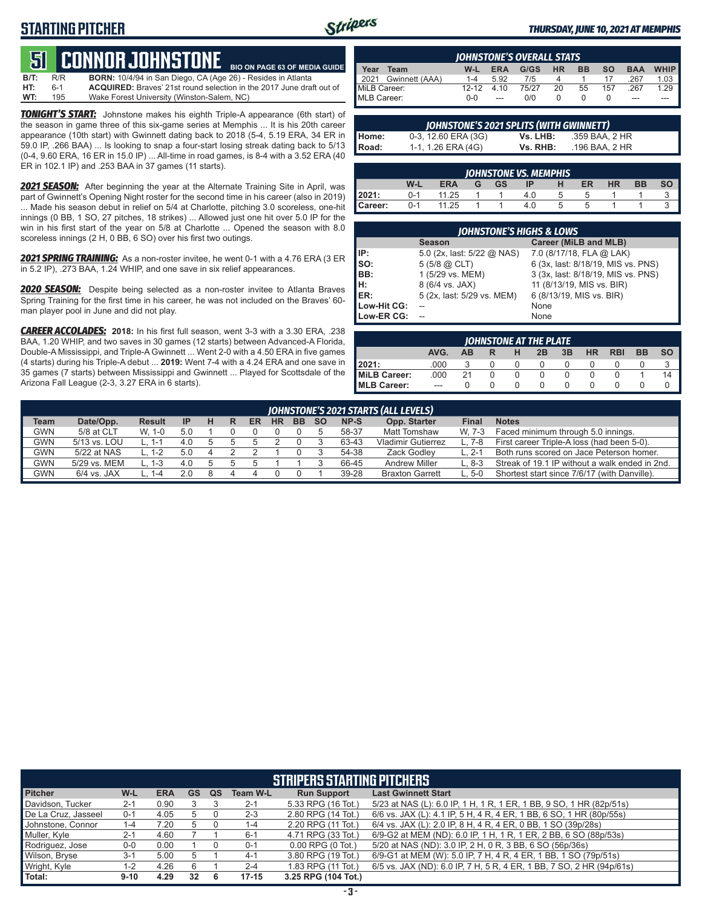# STARTING PITCHER

## 51 CONNOR JOHNSTONE

BIO ON PAGE 63 OF MEDIA GUIDE

**B/T:** R/R **BORN:** 10/4/94 in San Diego, CA (Age 26) - Resides in Atlanta
**HT:** 6-1 **ACQUIRED:** Braves' 21st round selection in the 2017 June draft out of
**WT:** 195 Wake Forest University (Winston-Salem, NC)

***TONIGHT'S START:*** Johnstone makes his eighth Triple-A appearance (6th start) of the season in game three of this six-game series at Memphis ... It is his 20th career appearance (10th start) with Gwinnett dating back to 2018 (5-4, 5.19 ERA, 34 ER in 59.0 IP, .266 BAA) ... Is looking to snap a four-start losing streak dating back to 5/13 (0-4, 9.60 ERA, 16 ER in 15.0 IP) ... All-time in road games, is 8-4 with a 3.52 ERA (40 ER in 102.1 IP) and .253 BAA in 37 games (11 starts).

***2021 SEASON:*** After beginning the year at the Alternate Training Site in April, was part of Gwinnett's Opening Night roster for the second time in his career (also in 2019) ... Made his season debut in relief on 5/4 at Charlotte, pitching 3.0 scoreless, one-hit innings (0 BB, 1 SO, 27 pitches, 18 strikes) ... Allowed just one hit over 5.0 IP for the win in his first start of the year on 5/8 at Charlotte ... Opened the season with 8.0 scoreless innings (2 H, 0 BB, 6 SO) over his first two outings.

***2021 SPRING TRAINING:*** As a non-roster invitee, he went 0-1 with a 4.76 ERA (3 ER in 5.2 IP), .273 BAA, 1.24 WHIP, and one save in six relief appearances.

***2020 SEASON:*** Despite being selected as a non-roster invitee to Atlanta Braves Spring Training for the first time in his career, he was not included on the Braves' 60-man player pool in June and did not play.

***CAREER ACCOLADES:*** **2018:** In his first full season, went 3-3 with a 3.30 ERA, .238 BAA, 1.20 WHIP, and two saves in 30 games (12 starts) between Advanced-A Florida, Double-A Mississippi, and Triple-A Gwinnett ... Went 2-0 with a 4.50 ERA in five games (4 starts) during his Triple-A debut ... **2019:** Went 7-4 with a 4.24 ERA and one save in 35 games (7 starts) between Mississippi and Gwinnett ... Played for Scottsdale of the Arizona Fall League (2-3, 3.27 ERA in 6 starts).

### JOHNSTONE'S OVERALL STATS

| Year | Team | W-L | ERA | G/GS | HR | BB | SO | BAA | WHIP |
|---|---|---|---|---|---|---|---|---|---|
| 2021 | Gwinnett (AAA) | 1-4 | 5.92 | 7/5 | 4 | 1 | 17 | .267 | 1.03 |
| MiLB Career: | | 12-12 | 4.10 | 75/27 | 20 | 55 | 157 | .267 | 1.29 |
| MLB Career: | | 0-0 | --- | 0/0 | 0 | 0 | 0 | --- | --- |

### JOHNSTONE'S 2021 SPLITS (WITH GWINNETT)

| | | | |
|---|---|---|---|
| Home: | 0-3, 12.60 ERA (3G) | Vs. LHB: | .359 BAA, 2 HR |
| Road: | 1-1, 1.26 ERA (4G) | Vs. RHB: | .196 BAA, 2 HR |

### JOHNSTONE VS. MEMPHIS

| | W-L | ERA | G | GS | IP | H | ER | HR | BB | SO |
|---|---|---|---|---|---|---|---|---|---|---|
| 2021: | 0-1 | 11.25 | 1 | 1 | 4.0 | 5 | 5 | 1 | 1 | 3 |
| Career: | 0-1 | 11.25 | 1 | 1 | 4.0 | 5 | 5 | 1 | 1 | 3 |

### JOHNSTONE'S HIGHS & LOWS

| | Season | Career (MiLB and MLB) |
|---|---|---|
| IP: | 5.0 (2x, last: 5/22 @ NAS) | 7.0 (8/17/18, FLA @ LAK) |
| SO: | 5 (5/8 @ CLT) | 6 (3x, last: 8/18/19, MIS vs. PNS) |
| BB: | 1 (5/29 vs. MEM) | 3 (3x, last: 8/18/19, MIS vs. PNS) |
| H: | 8 (6/4 vs. JAX) | 11 (8/13/19, MIS vs. BIR) |
| ER: | 5 (2x, last: 5/29 vs. MEM) | 6 (8/13/19, MIS vs. BIR) |
| Low-Hit CG: | -- | None |
| Low-ER CG: | -- | None |

### JOHNSTONE AT THE PLATE

| | AVG. | AB | R | H | 2B | 3B | HR | RBI | BB | SO |
|---|---|---|---|---|---|---|---|---|---|---|
| 2021: | .000 | 3 | 0 | 0 | 0 | 0 | 0 | 0 | 0 | 3 |
| MiLB Career: | .000 | 21 | 0 | 0 | 0 | 0 | 0 | 0 | 1 | 14 |
| MLB Career: | --- | 0 | 0 | 0 | 0 | 0 | 0 | 0 | 0 | 0 |

### JOHNSTONE'S 2021 STARTS (ALL LEVELS)

| Team | Date/Opp. | Result | IP | H | R | ER | HR | BB | SO | NP-S | Opp. Starter | Final | Notes |
|---|---|---|---|---|---|---|---|---|---|---|---|---|---|
| GWN | 5/8 at CLT | W, 1-0 | 5.0 | 1 | 0 | 0 | 0 | 0 | 5 | 58-37 | Matt Tomshaw | W, 7-3 | Faced minimum through 5.0 innings. |
| GWN | 5/13 vs. LOU | L, 1-1 | 4.0 | 5 | 5 | 5 | 2 | 0 | 3 | 63-43 | Vladimir Gutierrez | L, 7-8 | First career Triple-A loss (had been 5-0). |
| GWN | 5/22 at NAS | L, 1-2 | 5.0 | 4 | 2 | 2 | 1 | 0 | 3 | 54-38 | Zack Godley | L, 2-1 | Both runs scored on Jace Peterson homer. |
| GWN | 5/29 vs. MEM | L, 1-3 | 4.0 | 5 | 5 | 5 | 1 | 1 | 3 | 66-45 | Andrew Miller | L, 8-3 | Streak of 19.1 IP without a walk ended in 2nd. |
| GWN | 6/4 vs. JAX | L, 1-4 | 2.0 | 8 | 4 | 4 | 0 | 0 | 1 | 39-28 | Braxton Garrett | L, 5-0 | Shortest start since 7/6/17 (with Danville). |

### STRIPERS STARTING PITCHERS

| Pitcher | W-L | ERA | GS | QS | Team W-L | Run Support | Last Gwinnett Start |
|---|---|---|---|---|---|---|---|
| Davidson, Tucker | 2-1 | 0.90 | 3 | 3 | 2-1 | 5.33 RPG (16 Tot.) | 5/23 at NAS (L): 6.0 IP, 1 H, 1 R, 1 ER, 1 BB, 9 SO, 1 HR (82p/51s) |
| De La Cruz, Jasseel | 0-1 | 4.05 | 5 | 0 | 2-3 | 2.80 RPG (14 Tot.) | 6/6 vs. JAX (L): 4.1 IP, 5 H, 4 R, 4 ER, 1 BB, 6 SO, 1 HR (80p/55s) |
| Johnstone, Connor | 1-4 | 7.20 | 5 | 0 | 1-4 | 2.20 RPG (11 Tot.) | 6/4 vs. JAX (L): 2.0 IP, 8 H, 4 R, 4 ER, 0 BB, 1 SO (39p/28s) |
| Muller, Kyle | 2-1 | 4.60 | 7 | 1 | 6-1 | 4.71 RPG (33 Tot.) | 6/9-G2 at MEM (ND): 6.0 IP, 1 H, 1 R, 1 ER, 2 BB, 6 SO (88p/53s) |
| Rodriguez, Jose | 0-0 | 0.00 | 1 | 0 | 0-1 | 0.00 RPG (0 Tot.) | 5/20 at NAS (ND): 3.0 IP, 2 H, 0 R, 3 BB, 6 SO (56p/36s) |
| Wilson, Bryse | 3-1 | 5.00 | 5 | 1 | 4-1 | 3.80 RPG (19 Tot.) | 6/9-G1 at MEM (W): 5.0 IP, 7 H, 4 R, 4 ER, 1 BB, 1 SO (79p/51s) |
| Wright, Kyle | 1-2 | 4.26 | 6 | 1 | 2-4 | 1.83 RPG (11 Tot.) | 6/5 vs. JAX (ND): 6.0 IP, 7 H, 5 R, 4 ER, 1 BB, 7 SO, 2 HR (94p/61s) |
| **Total:** | **9-10** | **4.29** | **32** | **6** | **17-15** | **3.25 RPG (104 Tot.)** | |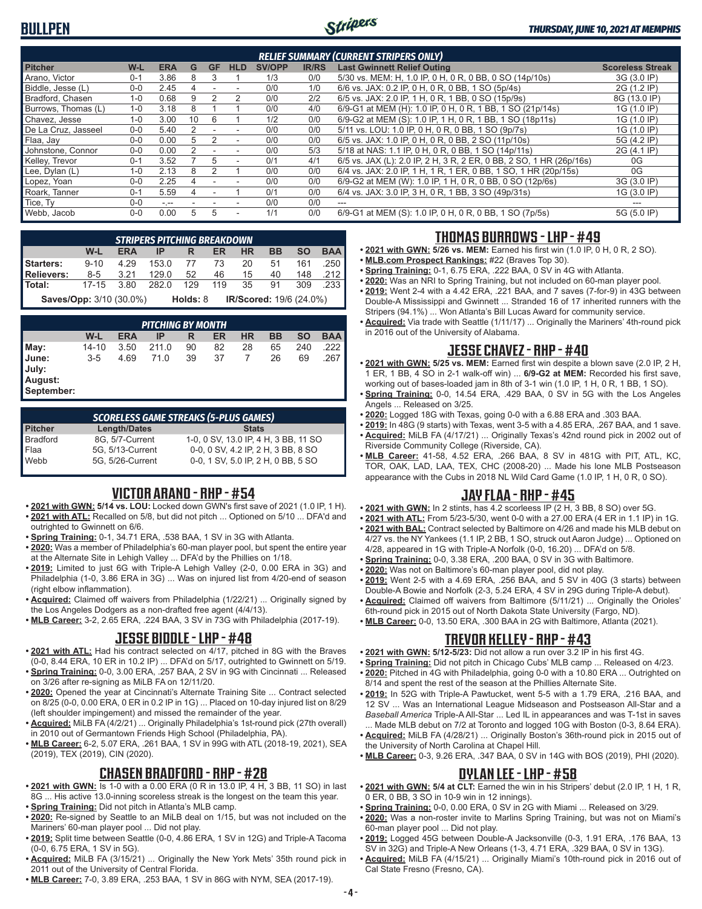# BULLPEN

*THURSDAY, JUNE 10, 2021 AT MEMPHIS*

### RELIEF SUMMARY (CURRENT STRIPERS ONLY)

| Pitcher | W-L | ERA | G | GF | HLD | SV/OPP | IR/RS | Last Gwinnett Relief Outing | Scoreless Streak |
|---|---|---|---|---|---|---|---|---|---|
| Arano, Victor | 0-1 | 3.86 | 8 | 3 | 1 | 1/3 | 0/0 | 5/30 vs. MEM: H, 1.0 IP, 0 H, 0 R, 0 BB, 0 SO (14p/10s) | 3G (3.0 IP) |
| Biddle, Jesse (L) | 0-0 | 2.45 | 4 | - | - | 0/0 | 1/0 | 6/6 vs. JAX: 0.2 IP, 0 H, 0 R, 0 BB, 1 SO (5p/4s) | 2G (1.2 IP) |
| Bradford, Chasen | 1-0 | 0.68 | 9 | 2 | 2 | 0/0 | 2/2 | 6/5 vs. JAX: 2.0 IP, 1 H, 0 R, 1 BB, 0 SO (15p/9s) | 8G (13.0 IP) |
| Burrows, Thomas (L) | 1-0 | 3.18 | 8 | 1 | 1 | 0/0 | 4/0 | 6/9-G1 at MEM (H): 1.0 IP, 0 H, 0 R, 1 BB, 1 SO (21p/14s) | 1G (1.0 IP) |
| Chavez, Jesse | 1-0 | 3.00 | 10 | 6 | 1 | 1/2 | 0/0 | 6/9-G2 at MEM (S): 1.0 IP, 1 H, 0 R, 1 BB, 1 SO (18p11s) | 1G (1.0 IP) |
| De La Cruz, Jasseel | 0-0 | 5.40 | 2 | - | - | 0/0 | 0/0 | 5/11 vs. LOU: 1.0 IP, 0 H, 0 R, 0 BB, 1 SO (9p/7s) | 1G (1.0 IP) |
| Flaa, Jay | 0-0 | 0.00 | 5 | 2 | - | 0/0 | 0/0 | 6/5 vs. JAX: 1.0 IP, 0 H, 0 R, 0 BB, 2 SO (11p/10s) | 5G (4.2 IP) |
| Johnstone, Connor | 0-0 | 0.00 | 2 | - | - | 0/0 | 5/3 | 5/18 at NAS: 1.1 IP, 0 H, 0 R, 0 BB, 1 SO (14p/11s) | 2G (4.1 IP) |
| Kelley, Trevor | 0-1 | 3.52 | 7 | 5 | - | 0/1 | 4/1 | 6/5 vs. JAX (L): 2.0 IP, 2 H, 3 R, 2 ER, 0 BB, 2 SO, 1 HR (26p/16s) | 0G |
| Lee, Dylan (L) | 1-0 | 2.13 | 8 | 2 | 1 | 0/0 | 0/0 | 6/4 vs. JAX: 2.0 IP, 1 H, 1 R, 1 ER, 0 BB, 1 SO, 1 HR (20p/15s) | 0G |
| Lopez, Yoan | 0-0 | 2.25 | 4 | - | - | 0/0 | 0/0 | 6/9-G2 at MEM (W): 1.0 IP, 1 H, 0 R, 0 BB, 0 SO (12p/6s) | 3G (3.0 IP) |
| Roark, Tanner | 0-1 | 5.59 | 4 | - | 1 | 0/1 | 0/0 | 6/4 vs. JAX: 3.0 IP, 3 H, 0 R, 1 BB, 3 SO (49p/31s) | 1G (3.0 IP) |
| Tice, Ty | 0-0 | -.-- | - | - | - | 0/0 | 0/0 | --- | --- |
| Webb, Jacob | 0-0 | 0.00 | 5 | 5 | - | 1/1 | 0/0 | 6/9-G1 at MEM (S): 1.0 IP, 0 H, 0 R, 0 BB, 1 SO (7p/5s) | 5G (5.0 IP) |

### STRIPERS PITCHING BREAKDOWN

| | W-L | ERA | IP | R | ER | HR | BB | SO | BAA |
|---|---|---|---|---|---|---|---|---|---|
| Starters: | 9-10 | 4.29 | 153.0 | 77 | 73 | 20 | 51 | 161 | .250 |
| Relievers: | 8-5 | 3.21 | 129.0 | 52 | 46 | 15 | 40 | 148 | .212 |
| Total: | 17-15 | 3.80 | 282.0 | 129 | 119 | 35 | 91 | 309 | .233 |

**Saves/Opp:** 3/10 (30.0%) **Holds:** 8 **IR/Scored:** 19/6 (24.0%)

### PITCHING BY MONTH

| | W-L | ERA | IP | R | ER | HR | BB | SO | BAA |
|---|---|---|---|---|---|---|---|---|---|
| May: | 14-10 | 3.50 | 211.0 | 90 | 82 | 28 | 65 | 240 | .222 |
| June: | 3-5 | 4.69 | 71.0 | 39 | 37 | 7 | 26 | 69 | .267 |
| July: | | | | | | | | | |
| August: | | | | | | | | | |
| September: | | | | | | | | | |

### SCORELESS GAME STREAKS (5-PLUS GAMES)

| Pitcher | Length/Dates | Stats |
|---|---|---|
| Bradford | 8G, 5/7-Current | 1-0, 0 SV, 13.0 IP, 4 H, 3 BB, 11 SO |
| Flaa | 5G, 5/13-Current | 0-0, 0 SV, 4.2 IP, 2 H, 3 BB, 8 SO |
| Webb | 5G, 5/26-Current | 0-0, 1 SV, 5.0 IP, 2 H, 0 BB, 5 SO |

## VICTOR ARANO - RHP - #54

- **2021 with GWN:** **5/14 vs. LOU:** Locked down GWN's first save of 2021 (1.0 IP, 1 H).
- **2021 with ATL:** Recalled on 5/8, but did not pitch ... Optioned on 5/10 ... DFA'd and outrighted to Gwinnett on 6/6.
- **Spring Training:** 0-1, 34.71 ERA, .538 BAA, 1 SV in 3G with Atlanta.
- **2020:** Was a member of Philadelphia's 60-man player pool, but spent the entire year at the Alternate Site in Lehigh Valley ... DFA'd by the Phillies on 1/18.
- **2019:** Limited to just 6G with Triple-A Lehigh Valley (2-0, 0.00 ERA in 3G) and Philadelphia (1-0, 3.86 ERA in 3G) ... Was on injured list from 4/20-end of season (right elbow inflammation).
- **Acquired:** Claimed off waivers from Philadelphia (1/22/21) ... Originally signed by the Los Angeles Dodgers as a non-drafted free agent (4/4/13).
- **MLB Career:** 3-2, 2.65 ERA, .224 BAA, 3 SV in 73G with Philadelphia (2017-19).

## JESSE BIDDLE - LHP - #48

- **2021 with ATL:** Had his contract selected on 4/17, pitched in 8G with the Braves (0-0, 8.44 ERA, 10 ER in 10.2 IP) ... DFA'd on 5/17, outrighted to Gwinnett on 5/19.
- **Spring Training:** 0-0, 3.00 ERA, .257 BAA, 2 SV in 9G with Cincinnati ... Released on 3/26 after re-signing as MiLB FA on 12/11/20.
- **2020:** Opened the year at Cincinnati's Alternate Training Site ... Contract selected on 8/25 (0-0, 0.00 ERA, 0 ER in 0.2 IP in 1G) ... Placed on 10-day injured list on 8/29 (left shoulder impingement) and missed the remainder of the year.
- **Acquired:** MiLB FA (4/2/21) ... Originally Philadelphia's 1st-round pick (27th overall) in 2010 out of Germantown Friends High School (Philadelphia, PA).
- **MLB Career:** 6-2, 5.07 ERA, .261 BAA, 1 SV in 99G with ATL (2018-19, 2021), SEA (2019), TEX (2019), CIN (2020).

## CHASEN BRADFORD - RHP - #28

- **2021 with GWN:** Is 1-0 with a 0.00 ERA (0 R in 13.0 IP, 4 H, 3 BB, 11 SO) in last 8G ... His active 13.0-inning scoreless streak is the longest on the team this year.
- **Spring Training:** Did not pitch in Atlanta's MLB camp.
- **2020:** Re-signed by Seattle to an MiLB deal on 1/15, but was not included on the Mariners' 60-man player pool ... Did not play.
- **2019:** Split time between Seattle (0-0, 4.86 ERA, 1 SV in 12G) and Triple-A Tacoma (0-0, 6.75 ERA, 1 SV in 5G).
- **Acquired:** MiLB FA (3/15/21) ... Originally the New York Mets' 35th round pick in 2011 out of the University of Central Florida.
- **MLB Career:** 7-0, 3.89 ERA, .253 BAA, 1 SV in 86G with NYM, SEA (2017-19).

## THOMAS BURROWS - LHP - #49

- **2021 with GWN: 5/26 vs. MEM:** Earned his first win (1.0 IP, 0 H, 0 R, 2 SO).
- **MLB.com Prospect Rankings:** #22 (Braves Top 30).
- **Spring Training:** 0-1, 6.75 ERA, .222 BAA, 0 SV in 4G with Atlanta.
- **2020:** Was an NRI to Spring Training, but not included on 60-man player pool.
- **2019:** Went 2-4 with a 4.42 ERA, .221 BAA, and 7 saves (7-for-9) in 43G between Double-A Mississippi and Gwinnett ... Stranded 16 of 17 inherited runners with the Stripers (94.1%) ... Won Atlanta's Bill Lucas Award for community service.
- **Acquired:** Via trade with Seattle (1/11/17) ... Originally the Mariners' 4th-round pick in 2016 out of the University of Alabama.

## JESSE CHAVEZ - RHP - #40

- **2021 with GWN: 5/25 vs. MEM:** Earned first win despite a blown save (2.0 IP, 2 H, 1 ER, 1 BB, 4 SO in 2-1 walk-off win) ... **6/9-G2 at MEM:** Recorded his first save, working out of bases-loaded jam in 8th of 3-1 win (1.0 IP, 1 H, 0 R, 1 BB, 1 SO).
- **Spring Training:** 0-0, 14.54 ERA, .429 BAA, 0 SV in 5G with the Los Angeles Angels ... Released on 3/25.
- **2020:** Logged 18G with Texas, going 0-0 with a 6.88 ERA and .303 BAA.
- **2019:** In 48G (9 starts) with Texas, went 3-5 with a 4.85 ERA, .267 BAA, and 1 save.
- **Acquired:** MiLB FA (4/17/21) ... Originally Texas's 42nd round pick in 2002 out of Riverside Community College (Riverside, CA).
- **MLB Career:** 41-58, 4.52 ERA, .266 BAA, 8 SV in 481G with PIT, ATL, KC, TOR, OAK, LAD, LAA, TEX, CHC (2008-20) ... Made his lone MLB Postseason appearance with the Cubs in 2018 NL Wild Card Game (1.0 IP, 1 H, 0 R, 0 SO).

## JAY FLAA - RHP - #45

- **2021 with GWN:** In 2 stints, has 4.2 scoreless IP (2 H, 3 BB, 8 SO) over 5G.
- **2021 with ATL:** From 5/23-5/30, went 0-0 with a 27.00 ERA (4 ER in 1.1 IP) in 1G.
- **2021 with BAL:** Contract selected by Baltimore on 4/26 and made his MLB debut on 4/27 vs. the NY Yankees (1.1 IP, 2 BB, 1 SO, struck out Aaron Judge) ... Optioned on 4/28, appeared in 1G with Triple-A Norfolk (0-0, 16.20) ... DFA'd on 5/8.
- **Spring Training:** 0-0, 3.38 ERA, .200 BAA, 0 SV in 3G with Baltimore.
- **2020:** Was not on Baltimore's 60-man player pool, did not play.
- **2019:** Went 2-5 with a 4.69 ERA, .256 BAA, and 5 SV in 40G (3 starts) between Double-A Bowie and Norfolk (2-3, 5.24 ERA, 4 SV in 29G during Triple-A debut).
- **Acquired:** Claimed off waivers from Baltimore (5/11/21) ... Originally the Orioles' 6th-round pick in 2015 out of North Dakota State University (Fargo, ND).
- **MLB Career:** 0-0, 13.50 ERA, .300 BAA in 2G with Baltimore, Atlanta (2021).

## TREVOR KELLEY - RHP - #43

- **2021 with GWN: 5/12-5/23:** Did not allow a run over 3.2 IP in his first 4G.
- **Spring Training:** Did not pitch in Chicago Cubs' MLB camp ... Released on 4/23.
- **2020:** Pitched in 4G with Philadelphia, going 0-0 with a 10.80 ERA ... Outrighted on 8/14 and spent the rest of the season at the Phillies Alternate Site.
- **2019:** In 52G with Triple-A Pawtucket, went 5-5 with a 1.79 ERA, .216 BAA, and 12 SV ... Was an International League Midseason and Postseason All-Star and a *Baseball America* Triple-A All-Star ... Led IL in appearances and was T-1st in saves ... Made MLB debut on 7/2 at Toronto and logged 10G with Boston (0-3, 8.64 ERA).
- **Acquired:** MiLB FA (4/28/21) ... Originally Boston's 36th-round pick in 2015 out of the University of North Carolina at Chapel Hill.
- **MLB Career:** 0-3, 9.26 ERA, .347 BAA, 0 SV in 14G with BOS (2019), PHI (2020).

## DYLAN LEE - LHP - #58

- **2021 with GWN: 5/4 at CLT:** Earned the win in his Stripers' debut (2.0 IP, 1 H, 1 R, 0 ER, 0 BB, 3 SO in 10-9 win in 12 innings).
- **Spring Training:** 0-0, 0.00 ERA, 0 SV in 2G with Miami ... Released on 3/29.
- **2020:** Was a non-roster invite to Marlins Spring Training, but was not on Miami's 60-man player pool ... Did not play.
- **2019:** Logged 45G between Double-A Jacksonville (0-3, 1.91 ERA, .176 BAA, 13 SV in 32G) and Triple-A New Orleans (1-3, 4.71 ERA, .329 BAA, 0 SV in 13G).
- **Acquired:** MiLB FA (4/15/21) ... Originally Miami's 10th-round pick in 2016 out of Cal State Fresno (Fresno, CA).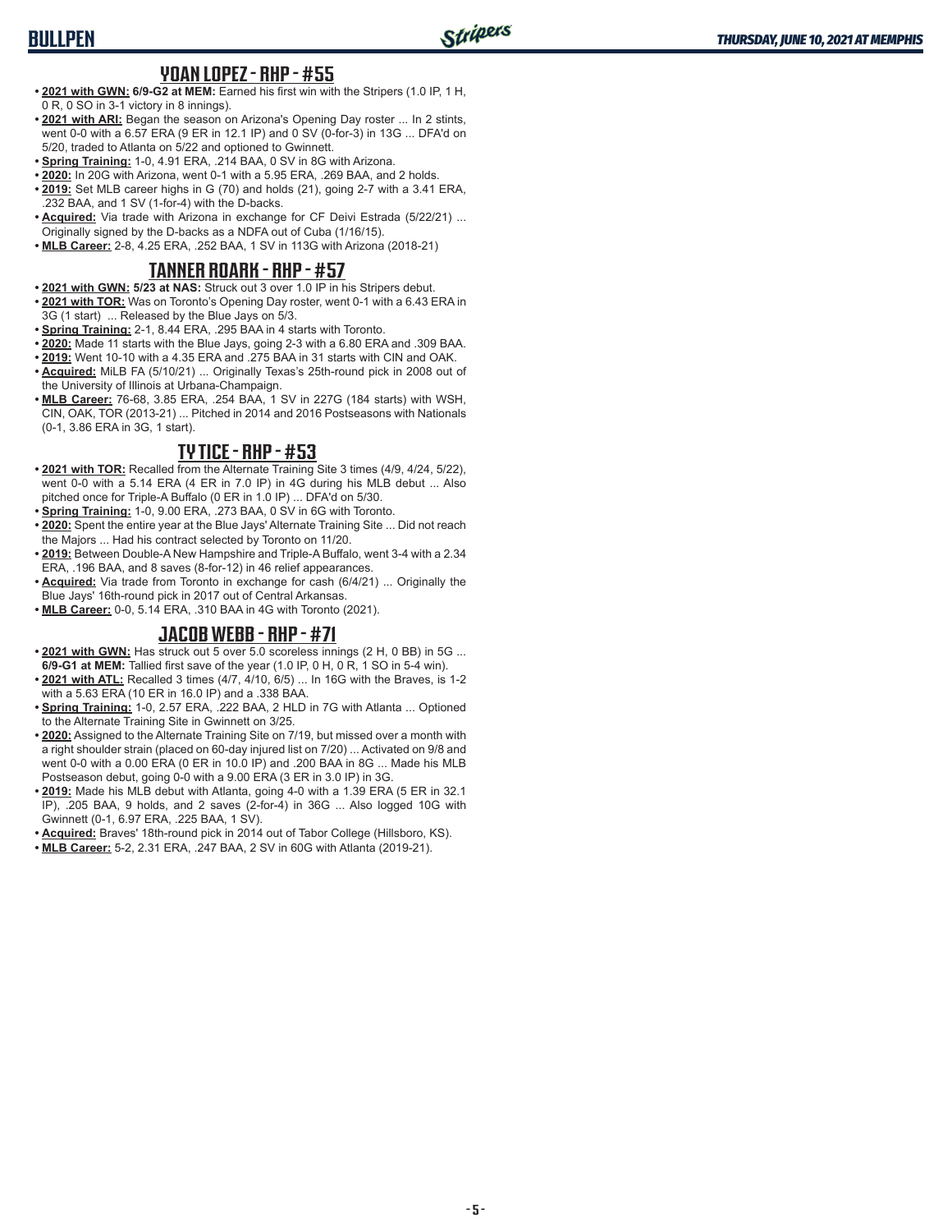## YOAN LOPEZ - RHP - #55

- **2021 with GWN:** **6/9-G2 at MEM:** Earned his first win with the Stripers (1.0 IP, 1 H, 0 R, 0 SO in 3-1 victory in 8 innings).
- **2021 with ARI:** Began the season on Arizona's Opening Day roster ... In 2 stints, went 0-0 with a 6.57 ERA (9 ER in 12.1 IP) and 0 SV (0-for-3) in 13G ... DFA'd on 5/20, traded to Atlanta on 5/22 and optioned to Gwinnett.
- **Spring Training:** 1-0, 4.91 ERA, .214 BAA, 0 SV in 8G with Arizona.
- **2020:** In 20G with Arizona, went 0-1 with a 5.95 ERA, .269 BAA, and 2 holds.
- **2019:** Set MLB career highs in G (70) and holds (21), going 2-7 with a 3.41 ERA, .232 BAA, and 1 SV (1-for-4) with the D-backs.
- **Acquired:** Via trade with Arizona in exchange for CF Deivi Estrada (5/22/21) ... Originally signed by the D-backs as a NDFA out of Cuba (1/16/15).
- **MLB Career:** 2-8, 4.25 ERA, .252 BAA, 1 SV in 113G with Arizona (2018-21)

## TANNER ROARK - RHP - #57

- **2021 with GWN:** **5/23 at NAS:** Struck out 3 over 1.0 IP in his Stripers debut.
- **2021 with TOR:** Was on Toronto's Opening Day roster, went 0-1 with a 6.43 ERA in 3G (1 start) ... Released by the Blue Jays on 5/3.
- **Spring Training:** 2-1, 8.44 ERA, .295 BAA in 4 starts with Toronto.
- **2020:** Made 11 starts with the Blue Jays, going 2-3 with a 6.80 ERA and .309 BAA.
- **2019:** Went 10-10 with a 4.35 ERA and .275 BAA in 31 starts with CIN and OAK.
- **Acquired:** MiLB FA (5/10/21) ... Originally Texas's 25th-round pick in 2008 out of the University of Illinois at Urbana-Champaign.
- **MLB Career:** 76-68, 3.85 ERA, .254 BAA, 1 SV in 227G (184 starts) with WSH, CIN, OAK, TOR (2013-21) ... Pitched in 2014 and 2016 Postseasons with Nationals (0-1, 3.86 ERA in 3G, 1 start).

## TY TICE - RHP - #53

- **2021 with TOR:** Recalled from the Alternate Training Site 3 times (4/9, 4/24, 5/22), went 0-0 with a 5.14 ERA (4 ER in 7.0 IP) in 4G during his MLB debut ... Also pitched once for Triple-A Buffalo (0 ER in 1.0 IP) ... DFA'd on 5/30.
- **Spring Training:** 1-0, 9.00 ERA, .273 BAA, 0 SV in 6G with Toronto.
- **2020:** Spent the entire year at the Blue Jays' Alternate Training Site ... Did not reach the Majors ... Had his contract selected by Toronto on 11/20.
- **2019:** Between Double-A New Hampshire and Triple-A Buffalo, went 3-4 with a 2.34 ERA, .196 BAA, and 8 saves (8-for-12) in 46 relief appearances.
- **Acquired:** Via trade from Toronto in exchange for cash (6/4/21) ... Originally the Blue Jays' 16th-round pick in 2017 out of Central Arkansas.
- **MLB Career:** 0-0, 5.14 ERA, .310 BAA in 4G with Toronto (2021).

## JACOB WEBB - RHP - #71

- **2021 with GWN:** Has struck out 5 over 5.0 scoreless innings (2 H, 0 BB) in 5G ... **6/9-G1 at MEM:** Tallied first save of the year (1.0 IP, 0 H, 0 R, 1 SO in 5-4 win).
- **2021 with ATL:** Recalled 3 times (4/7, 4/10, 6/5) ... In 16G with the Braves, is 1-2 with a 5.63 ERA (10 ER in 16.0 IP) and a .338 BAA.
- **Spring Training:** 1-0, 2.57 ERA, .222 BAA, 2 HLD in 7G with Atlanta ... Optioned to the Alternate Training Site in Gwinnett on 3/25.
- **2020:** Assigned to the Alternate Training Site on 7/19, but missed over a month with a right shoulder strain (placed on 60-day injured list on 7/20) ... Activated on 9/8 and went 0-0 with a 0.00 ERA (0 ER in 10.0 IP) and .200 BAA in 8G ... Made his MLB Postseason debut, going 0-0 with a 9.00 ERA (3 ER in 3.0 IP) in 3G.
- **2019:** Made his MLB debut with Atlanta, going 4-0 with a 1.39 ERA (5 ER in 32.1 IP), .205 BAA, 9 holds, and 2 saves (2-for-4) in 36G ... Also logged 10G with Gwinnett (0-1, 6.97 ERA, .225 BAA, 1 SV).
- **Acquired:** Braves' 18th-round pick in 2014 out of Tabor College (Hillsboro, KS).
- **MLB Career:** 5-2, 2.31 ERA, .247 BAA, 2 SV in 60G with Atlanta (2019-21).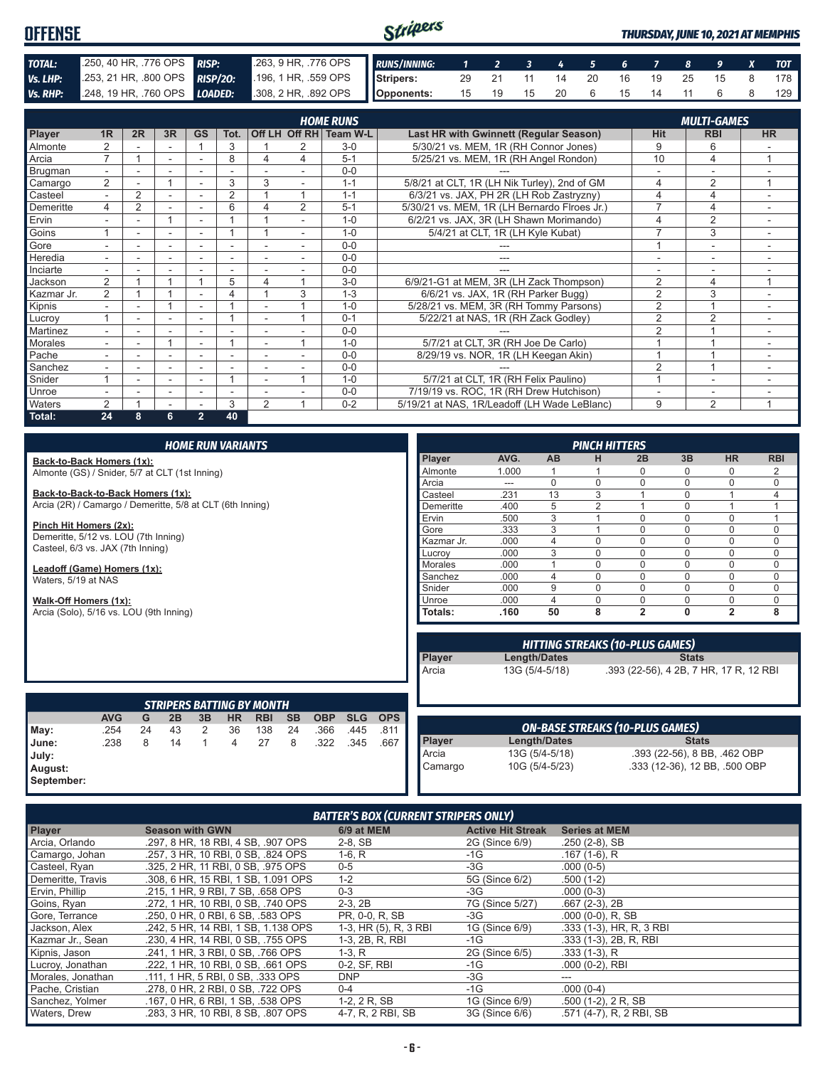# OFFENSE

*THURSDAY, JUNE 10, 2021 AT MEMPHIS*

| | | | |
|---|---|---|---|
| **TOTAL:** | .250, 40 HR, .776 OPS | **RISP:** | .263, 9 HR, .776 OPS |
| **Vs. LHP:** | .253, 21 HR, .800 OPS | **RISP/2O:** | .196, 1 HR, .559 OPS |
| **Vs. RHP:** | .248, 19 HR, .760 OPS | **LOADED:** | .308, 2 HR, .892 OPS |

| RUNS/INNING: | 1 | 2 | 3 | 4 | 5 | 6 | 7 | 8 | 9 | X | TOT |
|---|---|---|---|---|---|---|---|---|---|---|---|
| Stripers: | 29 | 21 | 11 | 14 | 20 | 16 | 19 | 25 | 15 | 8 | 178 |
| Opponents: | 15 | 19 | 15 | 20 | 6 | 15 | 14 | 11 | 6 | 8 | 129 |

## HOME RUNS / MULTI-GAMES

| Player | 1R | 2R | 3R | GS | Tot. | Off LH | Off RH | Team W-L | Last HR with Gwinnett (Regular Season) | Hit | RBI | HR |
|---|---|---|---|---|---|---|---|---|---|---|---|---|
| Almonte | 2 | - | - | 1 | 3 | 1 | 2 | 3-0 | 5/30/21 vs. MEM, 1R (RH Connor Jones) | 9 | 6 | - |
| Arcia | 7 | 1 | - | - | 8 | 4 | 4 | 5-1 | 5/25/21 vs. MEM, 1R (RH Angel Rondon) | 10 | 4 | 1 |
| Brugman | - | - | - | - | - | - | - | 0-0 | --- | - | - | - |
| Camargo | 2 | - | 1 | - | 3 | 3 | - | 1-1 | 5/8/21 at CLT, 1R (LH Nik Turley), 2nd of GM | 4 | 2 | 1 |
| Casteel | - | 2 | - | - | 2 | 1 | 1 | 1-1 | 6/3/21 vs. JAX, PH 2R (LH Rob Zastryzny) | 4 | 4 | - |
| Demeritte | 4 | 2 | - | - | 6 | 4 | 2 | 5-1 | 5/30/21 vs. MEM, 1R (LH Bernardo Flroes Jr.) | 7 | 4 | - |
| Ervin | - | - | 1 | - | 1 | 1 | - | 1-0 | 6/2/21 vs. JAX, 3R (LH Shawn Morimando) | 4 | 2 | - |
| Goins | 1 | - | - | - | 1 | 1 | - | 1-0 | 5/4/21 at CLT, 1R (LH Kyle Kubat) | 7 | 3 | - |
| Gore | - | - | - | - | - | - | - | 0-0 | --- | 1 | - | - |
| Heredia | - | - | - | - | - | - | - | 0-0 | --- | - | - | - |
| Inciarte | - | - | - | - | - | - | - | 0-0 | --- | - | - | - |
| Jackson | 2 | 1 | 1 | 1 | 5 | 4 | 1 | 3-0 | 6/9/21-G1 at MEM, 3R (LH Zack Thompson) | 2 | 4 | 1 |
| Kazmar Jr. | 2 | 1 | 1 | - | 4 | 1 | 3 | 1-3 | 6/6/21 vs. JAX, 1R (RH Parker Bugg) | 2 | 3 | - |
| Kipnis | - | - | 1 | - | 1 | - | 1 | 1-0 | 5/28/21 vs. MEM, 3R (RH Tommy Parsons) | 2 | 1 | - |
| Lucroy | 1 | - | - | - | 1 | - | 1 | 0-1 | 5/22/21 at NAS, 1R (RH Zack Godley) | 2 | 2 | - |
| Martinez | - | - | - | - | - | - | - | 0-0 | --- | 2 | 1 | - |
| Morales | - | - | 1 | - | 1 | - | 1 | 1-0 | 5/7/21 at CLT, 3R (RH Joe De Carlo) | 1 | 1 | - |
| Pache | - | - | - | - | - | - | - | 0-0 | 8/29/19 vs. NOR, 1R (LH Keegan Akin) | 1 | 1 | - |
| Sanchez | - | - | - | - | - | - | - | 0-0 | --- | 2 | 1 | - |
| Snider | 1 | - | - | - | 1 | - | 1 | 1-0 | 5/7/21 at CLT, 1R (RH Felix Paulino) | 1 | - | - |
| Unroe | - | - | - | - | - | - | - | 0-0 | 7/19/19 vs. ROC, 1R (RH Drew Hutchison) | - | - | - |
| Waters | 2 | 1 | - | - | 3 | 2 | 1 | 0-2 | 5/19/21 at NAS, 1R/Leadoff (LH Wade LeBlanc) | 9 | 2 | 1 |
| **Total:** | **24** | **8** | **6** | **2** | **40** | | | | | | | |

## HOME RUN VARIANTS

**Back-to-Back Homers (1x):**
Almonte (GS) / Snider, 5/7 at CLT (1st Inning)

**Back-to-Back-to-Back Homers (1x):**
Arcia (2R) / Camargo / Demeritte, 5/8 at CLT (6th Inning)

**Pinch Hit Homers (2x):**
Demeritte, 5/12 vs. LOU (7th Inning)
Casteel, 6/3 vs. JAX (7th Inning)

**Leadoff (Game) Homers (1x):**
Waters, 5/19 at NAS

**Walk-Off Homers (1x):**
Arcia (Solo), 5/16 vs. LOU (9th Inning)

## PINCH HITTERS

| Player | AVG. | AB | H | 2B | 3B | HR | RBI |
|---|---|---|---|---|---|---|---|
| Almonte | 1.000 | 1 | 1 | 0 | 0 | 0 | 2 |
| Arcia | --- | 0 | 0 | 0 | 0 | 0 | 0 |
| Casteel | .231 | 13 | 3 | 1 | 0 | 1 | 4 |
| Demeritte | .400 | 5 | 2 | 1 | 0 | 1 | 1 |
| Ervin | .500 | 3 | 1 | 0 | 0 | 0 | 1 |
| Gore | .333 | 3 | 1 | 0 | 0 | 0 | 0 |
| Kazmar Jr. | .000 | 4 | 0 | 0 | 0 | 0 | 0 |
| Lucroy | .000 | 3 | 0 | 0 | 0 | 0 | 0 |
| Morales | .000 | 1 | 0 | 0 | 0 | 0 | 0 |
| Sanchez | .000 | 4 | 0 | 0 | 0 | 0 | 0 |
| Snider | .000 | 9 | 0 | 0 | 0 | 0 | 0 |
| Unroe | .000 | 4 | 0 | 0 | 0 | 0 | 0 |
| **Totals:** | **.160** | **50** | **8** | **2** | **0** | **2** | **8** |

## HITTING STREAKS (10-PLUS GAMES)

| Player | Length/Dates | Stats |
|---|---|---|
| Arcia | 13G (5/4-5/18) | .393 (22-56), 4 2B, 7 HR, 17 R, 12 RBI |

## STRIPERS BATTING BY MONTH

| | AVG | G | 2B | 3B | HR | RBI | SB | OBP | SLG | OPS |
|---|---|---|---|---|---|---|---|---|---|---|
| May: | .254 | 24 | 43 | 2 | 36 | 138 | 24 | .366 | .445 | .811 |
| June: | .238 | 8 | 14 | 1 | 4 | 27 | 8 | .322 | .345 | .667 |
| July: | | | | | | | | | | |
| August: | | | | | | | | | | |
| September: | | | | | | | | | | |

## ON-BASE STREAKS (10-PLUS GAMES)

| Player | Length/Dates | Stats |
|---|---|---|
| Arcia | 13G (5/4-5/18) | .393 (22-56), 8 BB, .462 OBP |
| Camargo | 10G (5/4-5/23) | .333 (12-36), 12 BB, .500 OBP |

## BATTER'S BOX (CURRENT STRIPERS ONLY)

| Player | Season with GWN | 6/9 at MEM | Active Hit Streak | Series at MEM |
|---|---|---|---|---|
| Arcia, Orlando | .297, 8 HR, 18 RBI, 4 SB, .907 OPS | 2-8, SB | 2G (Since 6/9) | .250 (2-8), SB |
| Camargo, Johan | .257, 3 HR, 10 RBI, 0 SB, .824 OPS | 1-6, R | -1G | .167 (1-6), R |
| Casteel, Ryan | .325, 2 HR, 11 RBI, 0 SB, .975 OPS | 0-5 | -3G | .000 (0-5) |
| Demeritte, Travis | .308, 6 HR, 15 RBI, 1 SB, 1.091 OPS | 1-2 | 5G (Since 6/2) | .500 (1-2) |
| Ervin, Phillip | .215, 1 HR, 9 RBI, 7 SB, .658 OPS | 0-3 | -3G | .000 (0-3) |
| Goins, Ryan | .272, 1 HR, 10 RBI, 0 SB, .740 OPS | 2-3, 2B | 7G (Since 5/27) | .667 (2-3), 2B |
| Gore, Terrance | .250, 0 HR, 0 RBI, 6 SB, .583 OPS | PR, 0-0, R, SB | -3G | .000 (0-0), R, SB |
| Jackson, Alex | .242, 5 HR, 14 RBI, 1 SB, 1.138 OPS | 1-3, HR (5), R, 3 RBI | 1G (Since 6/9) | .333 (1-3), HR, R, 3 RBI |
| Kazmar Jr., Sean | .230, 4 HR, 14 RBI, 0 SB, .755 OPS | 1-3, 2B, R, RBI | -1G | .333 (1-3), 2B, R, RBI |
| Kipnis, Jason | .241, 1 HR, 3 RBI, 0 SB, .766 OPS | 1-3, R | 2G (Since 6/5) | .333 (1-3), R |
| Lucroy, Jonathan | .222, 1 HR, 10 RBI, 0 SB, .661 OPS | 0-2, SF, RBI | -1G | .000 (0-2), RBI |
| Morales, Jonathan | .111, 1 HR, 5 RBI, 0 SB, .333 OPS | DNP | -3G | --- |
| Pache, Cristian | .278, 0 HR, 2 RBI, 0 SB, .722 OPS | 0-4 | -1G | .000 (0-4) |
| Sanchez, Yolmer | .167, 0 HR, 6 RBI, 1 SB, .538 OPS | 1-2, 2 R, SB | 1G (Since 6/9) | .500 (1-2), 2 R, SB |
| Waters, Drew | .283, 3 HR, 10 RBI, 8 SB, .807 OPS | 4-7, R, 2 RBI, SB | 3G (Since 6/6) | .571 (4-7), R, 2 RBI, SB |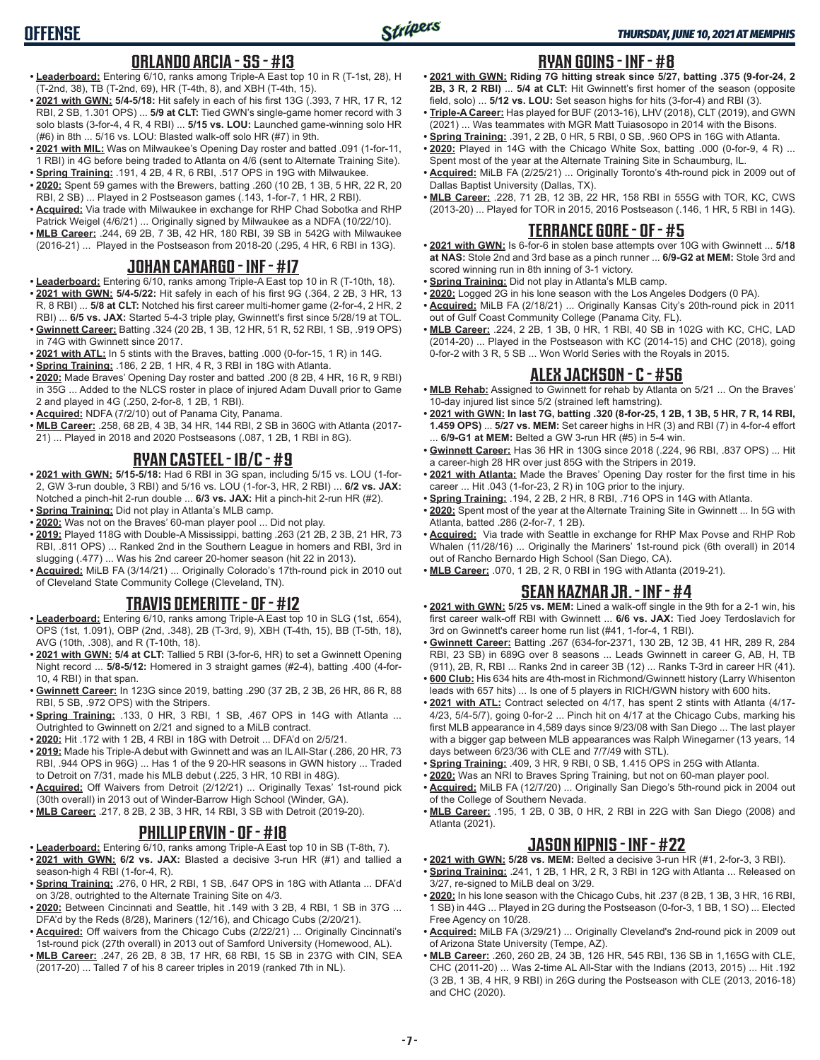## ORLANDO ARCIA - SS - #13

- **Leaderboard:** Entering 6/10, ranks among Triple-A East top 10 in R (T-1st, 28), H (T-2nd, 38), TB (T-2nd, 69), HR (T-4th, 8), and XBH (T-4th, 15).
- **2021 with GWN: 5/4-5/18:** Hit safely in each of his first 13G (.393, 7 HR, 17 R, 12 RBI, 2 SB, 1.301 OPS) ... **5/9 at CLT:** Tied GWN's single-game homer record with 3 solo blasts (3-for-4, 4 R, 4 RBI) ... **5/15 vs. LOU:** Launched game-winning solo HR (#6) in 8th ... 5/16 vs. LOU: Blasted walk-off solo HR (#7) in 9th.
- **2021 with MIL:** Was on Milwaukee's Opening Day roster and batted .091 (1-for-11, 1 RBI) in 4G before being traded to Atlanta on 4/6 (sent to Alternate Training Site).
- **Spring Training:** .191, 4 2B, 4 R, 6 RBI, .517 OPS in 19G with Milwaukee.
- **2020:** Spent 59 games with the Brewers, batting .260 (10 2B, 1 3B, 5 HR, 22 R, 20 RBI, 2 SB) ... Played in 2 Postseason games (.143, 1-for-7, 1 HR, 2 RBI).
- **Acquired:** Via trade with Milwaukee in exchange for RHP Chad Sobotka and RHP Patrick Weigel (4/6/21) ... Originally signed by Milwaukee as a NDFA (10/22/10).
- **MLB Career:** .244, 69 2B, 7 3B, 42 HR, 180 RBI, 39 SB in 542G with Milwaukee (2016-21) ... Played in the Postseason from 2018-20 (.295, 4 HR, 6 RBI in 13G).

## JOHAN CAMARGO - INF - #17

- **Leaderboard:** Entering 6/10, ranks among Triple-A East top 10 in R (T-10th, 18).
- **2021 with GWN: 5/4-5/22:** Hit safely in each of his first 9G (.364, 2 2B, 3 HR, 13 R, 8 RBI) ... **5/8 at CLT:** Notched his first career multi-homer game (2-for-4, 2 HR, 2 RBI) ... **6/5 vs. JAX:** Started 5-4-3 triple play, Gwinnett's first since 5/28/19 at TOL.
- **Gwinnett Career:** Batting .324 (20 2B, 1 3B, 12 HR, 51 R, 52 RBI, 1 SB, .919 OPS) in 74G with Gwinnett since 2017.
- **2021 with ATL:** In 5 stints with the Braves, batting .000 (0-for-15, 1 R) in 14G.
- **Spring Training:** .186, 2 2B, 1 HR, 4 R, 3 RBI in 18G with Atlanta.
- **2020:** Made Braves' Opening Day roster and batted .200 (8 2B, 4 HR, 16 R, 9 RBI) in 35G ... Added to the NLCS roster in place of injured Adam Duvall prior to Game 2 and played in 4G (.250, 2-for-8, 1 2B, 1 RBI).
- **Acquired:** NDFA (7/2/10) out of Panama City, Panama.
- **MLB Career:** .258, 68 2B, 4 3B, 34 HR, 144 RBI, 2 SB in 360G with Atlanta (2017-21) ... Played in 2018 and 2020 Postseasons (.087, 1 2B, 1 RBI in 8G).

## RYAN CASTEEL - 1B/C - #9

- **2021 with GWN: 5/15-5/18:** Had 6 RBI in 3G span, including 5/15 vs. LOU (1-for-2, GW 3-run double, 3 RBI) and 5/16 vs. LOU (1-for-3, HR, 2 RBI) ... **6/2 vs. JAX:** Notched a pinch-hit 2-run double ... **6/3 vs. JAX:** Hit a pinch-hit 2-run HR (#2).
- **Spring Training:** Did not play in Atlanta's MLB camp.
- **2020:** Was not on the Braves' 60-man player pool ... Did not play.
- **2019:** Played 118G with Double-A Mississippi, batting .263 (21 2B, 2 3B, 21 HR, 73 RBI, .811 OPS) ... Ranked 2nd in the Southern League in homers and RBI, 3rd in slugging (.477) ... Was his 2nd career 20-homer season (hit 22 in 2013).
- **Acquired:** MiLB FA (3/14/21) ... Originally Colorado's 17th-round pick in 2010 out of Cleveland State Community College (Cleveland, TN).

## TRAVIS DEMERITTE - OF - #12

- **Leaderboard:** Entering 6/10, ranks among Triple-A East top 10 in SLG (1st, .654), OPS (1st, 1.091), OBP (2nd, .348), 2B (T-3rd, 9), XBH (T-4th, 15), BB (T-5th, 18), AVG (10th, .308), and R (T-10th, 18).
- **2021 with GWN: 5/4 at CLT:** Tallied 5 RBI (3-for-6, HR) to set a Gwinnett Opening Night record ... **5/8-5/12:** Homered in 3 straight games (#2-4), batting .400 (4-for-10, 4 RBI) in that span.
- **Gwinnett Career:** In 123G since 2019, batting .290 (37 2B, 2 3B, 26 HR, 86 R, 88 RBI, 5 SB, .972 OPS) with the Stripers.
- **Spring Training:** .133, 0 HR, 3 RBI, 1 SB, .467 OPS in 14G with Atlanta ... Outrighted to Gwinnett on 2/21 and signed to a MiLB contract.
- **2020:** Hit .172 with 1 2B, 4 RBI in 18G with Detroit ... DFA'd on 2/5/21.
- **2019:** Made his Triple-A debut with Gwinnett and was an IL All-Star (.286, 20 HR, 73 RBI, .944 OPS in 96G) ... Has 1 of the 9 20-HR seasons in GWN history ... Traded to Detroit on 7/31, made his MLB debut (.225, 3 HR, 10 RBI in 48G).
- **Acquired:** Off Waivers from Detroit (2/12/21) ... Originally Texas' 1st-round pick (30th overall) in 2013 out of Winder-Barrow High School (Winder, GA).
- **MLB Career:** .217, 8 2B, 2 3B, 3 HR, 14 RBI, 3 SB with Detroit (2019-20).

## PHILLIP ERVIN - OF - #18

- **Leaderboard:** Entering 6/10, ranks among Triple-A East top 10 in SB (T-8th, 7).
- **2021 with GWN: 6/2 vs. JAX:** Blasted a decisive 3-run HR (#1) and tallied a season-high 4 RBI (1-for-4, R).
- **Spring Training:** .276, 0 HR, 2 RBI, 1 SB, .647 OPS in 18G with Atlanta ... DFA'd on 3/28, outrighted to the Alternate Training Site on 4/3.
- **2020:** Between Cincinnati and Seattle, hit .149 with 3 2B, 4 RBI, 1 SB in 37G ... DFA'd by the Reds (8/28), Mariners (12/16), and Chicago Cubs (2/20/21).
- **Acquired:** Off waivers from the Chicago Cubs (2/22/21) ... Originally Cincinnati's 1st-round pick (27th overall) in 2013 out of Samford University (Homewood, AL).
- **MLB Career:** .247, 26 2B, 8 3B, 17 HR, 68 RBI, 15 SB in 237G with CIN, SEA (2017-20) ... Talled 7 of his 8 career triples in 2019 (ranked 7th in NL).

## RYAN GOINS - INF - #8

- **2021 with GWN: Riding 7G hitting streak since 5/27, batting .375 (9-for-24, 2 2B, 3 R, 2 RBI)** ... **5/4 at CLT:** Hit Gwinnett's first homer of the season (opposite field, solo) ... **5/12 vs. LOU:** Set season highs for hits (3-for-4) and RBI (3).
- **Triple-A Career:** Has played for BUF (2013-16), LHV (2018), CLT (2019), and GWN (2021) ... Was teammates with MGR Matt Tuiasosopo in 2014 with the Bisons.
- **Spring Training:** .391, 2 2B, 0 HR, 5 RBI, 0 SB, .960 OPS in 16G with Atlanta.
- **2020:** Played in 14G with the Chicago White Sox, batting .000 (0-for-9, 4 R) ... Spent most of the year at the Alternate Training Site in Schaumburg, IL.
- **Acquired:** MiLB FA (2/25/21) ... Originally Toronto's 4th-round pick in 2009 out of Dallas Baptist University (Dallas, TX).
- **MLB Career:** .228, 71 2B, 12 3B, 22 HR, 158 RBI in 555G with TOR, KC, CWS (2013-20) ... Played for TOR in 2015, 2016 Postseason (.146, 1 HR, 5 RBI in 14G).

## TERRANCE GORE - OF - #5

- **2021 with GWN:** Is 6-for-6 in stolen base attempts over 10G with Gwinnett ... **5/18 at NAS:** Stole 2nd and 3rd base as a pinch runner ... **6/9-G2 at MEM:** Stole 3rd and scored winning run in 8th inning of 3-1 victory.
- **Spring Training:** Did not play in Atlanta's MLB camp.
- **2020:** Logged 2G in his lone season with the Los Angeles Dodgers (0 PA).
- **Acquired:** MiLB FA (2/18/21) ... Originally Kansas City's 20th-round pick in 2011 out of Gulf Coast Community College (Panama City, FL).
- **MLB Career:** .224, 2 2B, 1 3B, 0 HR, 1 RBI, 40 SB in 102G with KC, CHC, LAD (2014-20) ... Played in the Postseason with KC (2014-15) and CHC (2018), going 0-for-2 with 3 R, 5 SB ... Won World Series with the Royals in 2015.

## ALEX JACKSON - C - #56

- **MLB Rehab:** Assigned to Gwinnett for rehab by Atlanta on 5/21 ... On the Braves' 10-day injured list since 5/2 (strained left hamstring).
- **2021 with GWN: In last 7G, batting .320 (8-for-25, 1 2B, 1 3B, 5 HR, 7 R, 14 RBI, 1.459 OPS)** ... **5/27 vs. MEM:** Set career highs in HR (3) and RBI (7) in 4-for-4 effort ... **6/9-G1 at MEM:** Belted a GW 3-run HR (#5) in 5-4 win.
- **Gwinnett Career:** Has 36 HR in 130G since 2018 (.224, 96 RBI, .837 OPS) ... Hit a career-high 28 HR over just 85G with the Stripers in 2019.
- **2021 with Atlanta:** Made the Braves' Opening Day roster for the first time in his career ... Hit .043 (1-for-23, 2 R) in 10G prior to the injury.
- **Spring Training:** .194, 2 2B, 2 HR, 8 RBI, .716 OPS in 14G with Atlanta.
- **2020:** Spent most of the year at the Alternate Training Site in Gwinnett ... In 5G with Atlanta, batted .286 (2-for-7, 1 2B).
- **Acquired:** Via trade with Seattle in exchange for RHP Max Povse and RHP Rob Whalen (11/28/16) ... Originally the Mariners' 1st-round pick (6th overall) in 2014 out of Rancho Bernardo High School (San Diego, CA).
- **MLB Career:** .070, 1 2B, 2 R, 0 RBI in 19G with Atlanta (2019-21).

## SEAN KAZMAR JR. - INF - #4

- **2021 with GWN: 5/25 vs. MEM:** Lined a walk-off single in the 9th for a 2-1 win, his first career walk-off RBI with Gwinnett ... **6/6 vs. JAX:** Tied Joey Terdoslavich for 3rd on Gwinnett's career home run list (#41, 1-for-4, 1 RBI).
- **Gwinnett Career:** Batting .267 (634-for-2371, 130 2B, 12 3B, 41 HR, 289 R, 284 RBI, 23 SB) in 689G over 8 seasons ... Leads Gwinnett in career G, AB, H, TB (911), 2B, R, RBI ... Ranks 2nd in career 3B (12) ... Ranks T-3rd in career HR (41).
- **600 Club:** His 634 hits are 4th-most in Richmond/Gwinnett history (Larry Whisenton leads with 657 hits) ... Is one of 5 players in RICH/GWN history with 600 hits.
- **2021 with ATL:** Contract selected on 4/17, has spent 2 stints with Atlanta (4/17-4/23, 5/4-5/7), going 0-for-2 ... Pinch hit on 4/17 at the Chicago Cubs, marking his first MLB appearance in 4,589 days since 9/23/08 with San Diego ... The last player with a bigger gap between MLB appearances was Ralph Winegarner (13 years, 14 days between 6/23/36 with CLE and 7/7/49 with STL).
- **Spring Training:** .409, 3 HR, 9 RBI, 0 SB, 1.415 OPS in 25G with Atlanta.
- **2020:** Was an NRI to Braves Spring Training, but not on 60-man player pool.
- **Acquired:** MiLB FA (12/7/20) ... Originally San Diego's 5th-round pick in 2004 out of the College of Southern Nevada.
- **MLB Career:** .195, 1 2B, 0 3B, 0 HR, 2 RBI in 22G with San Diego (2008) and Atlanta (2021).

## JASON KIPNIS - INF - #22

- **2021 with GWN: 5/28 vs. MEM:** Belted a decisive 3-run HR (#1, 2-for-3, 3 RBI).
- **Spring Training:** .241, 1 2B, 1 HR, 2 R, 3 RBI in 12G with Atlanta ... Released on 3/27, re-signed to MiLB deal on 3/29.
- **2020:** In his lone season with the Chicago Cubs, hit .237 (8 2B, 1 3B, 3 HR, 16 RBI, 1 SB) in 44G ... Played in 2G during the Postseason (0-for-3, 1 BB, 1 SO) ... Elected Free Agency on 10/28.
- **Acquired:** MiLB FA (3/29/21) ... Originally Cleveland's 2nd-round pick in 2009 out of Arizona State University (Tempe, AZ).
- **MLB Career:** .260, 260 2B, 24 3B, 126 HR, 545 RBI, 136 SB in 1,165G with CLE, CHC (2011-20) ... Was 2-time AL All-Star with the Indians (2013, 2015) ... Hit .192 (3 2B, 1 3B, 4 HR, 9 RBI) in 26G during the Postseason with CLE (2013, 2016-18) and CHC (2020).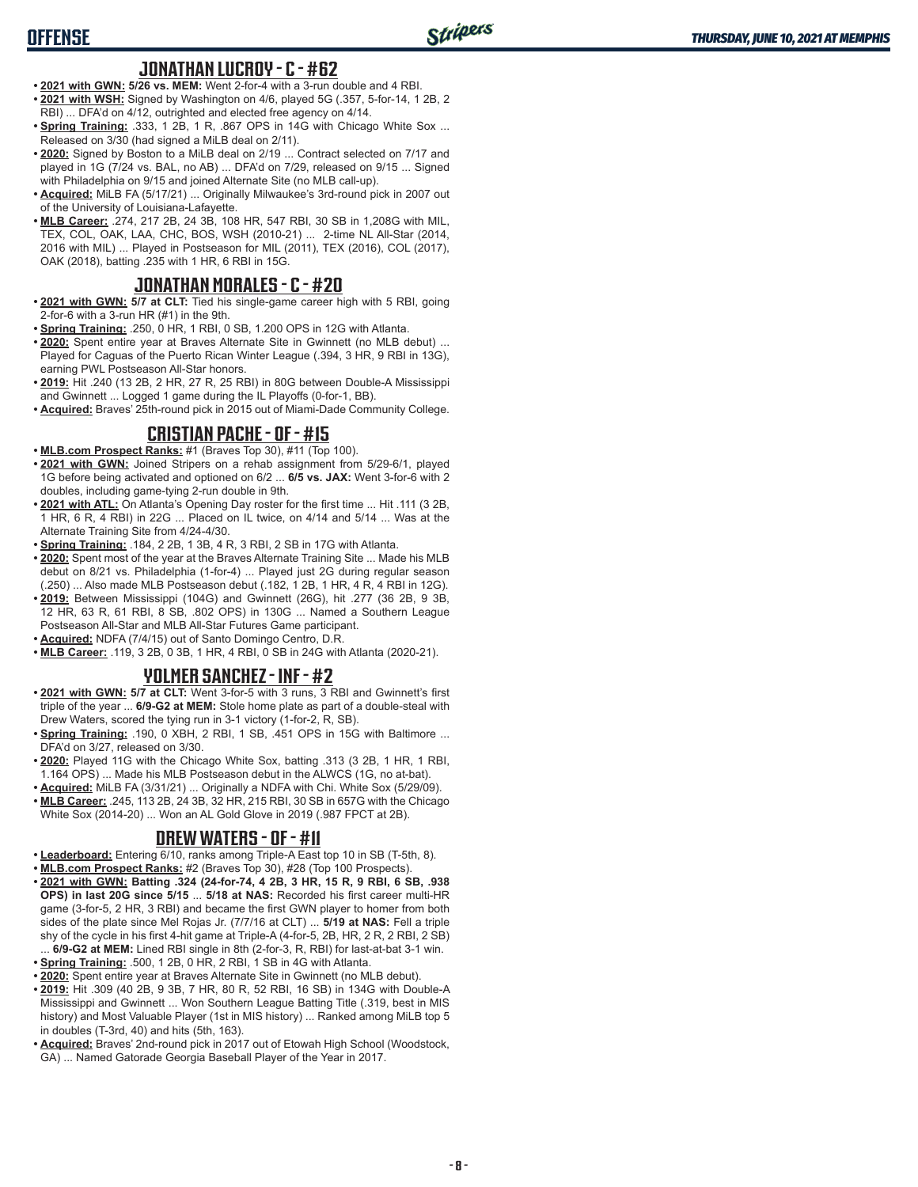# OFFENSE

## JONATHAN LUCROY - C - #62

- **2021 with GWN:** **5/26 vs. MEM:** Went 2-for-4 with a 3-run double and 4 RBI.
- **2021 with WSH:** Signed by Washington on 4/6, played 5G (.357, 5-for-14, 1 2B, 2 RBI) ... DFA'd on 4/12, outrighted and elected free agency on 4/14.
- **Spring Training:** .333, 1 2B, 1 R, .867 OPS in 14G with Chicago White Sox ... Released on 3/30 (had signed a MiLB deal on 2/11).
- **2020:** Signed by Boston to a MiLB deal on 2/19 ... Contract selected on 7/17 and played in 1G (7/24 vs. BAL, no AB) ... DFA'd on 7/29, released on 9/15 ... Signed with Philadelphia on 9/15 and joined Alternate Site (no MLB call-up).
- **Acquired:** MiLB FA (5/17/21) ... Originally Milwaukee's 3rd-round pick in 2007 out of the University of Louisiana-Lafayette.
- **MLB Career:** .274, 217 2B, 24 3B, 108 HR, 547 RBI, 30 SB in 1,208G with MIL, TEX, COL, OAK, LAA, CHC, BOS, WSH (2010-21) ... 2-time NL All-Star (2014, 2016 with MIL) ... Played in Postseason for MIL (2011), TEX (2016), COL (2017), OAK (2018), batting .235 with 1 HR, 6 RBI in 15G.

## JONATHAN MORALES - C - #20

- **2021 with GWN:** **5/7 at CLT:** Tied his single-game career high with 5 RBI, going 2-for-6 with a 3-run HR (#1) in the 9th.
- **Spring Training:** .250, 0 HR, 1 RBI, 0 SB, 1.200 OPS in 12G with Atlanta.
- **2020:** Spent entire year at Braves Alternate Site in Gwinnett (no MLB debut) ... Played for Caguas of the Puerto Rican Winter League (.394, 3 HR, 9 RBI in 13G), earning PWL Postseason All-Star honors.
- **2019:** Hit .240 (13 2B, 2 HR, 27 R, 25 RBI) in 80G between Double-A Mississippi and Gwinnett ... Logged 1 game during the IL Playoffs (0-for-1, BB).
- **Acquired:** Braves' 25th-round pick in 2015 out of Miami-Dade Community College.

## CRISTIAN PACHE - OF - #15

- **MLB.com Prospect Ranks:** #1 (Braves Top 30), #11 (Top 100).
- **2021 with GWN:** Joined Stripers on a rehab assignment from 5/29-6/1, played 1G before being activated and optioned on 6/2 ... **6/5 vs. JAX:** Went 3-for-6 with 2 doubles, including game-tying 2-run double in 9th.
- **2021 with ATL:** On Atlanta's Opening Day roster for the first time ... Hit .111 (3 2B, 1 HR, 6 R, 4 RBI) in 22G ... Placed on IL twice, on 4/14 and 5/14 ... Was at the Alternate Training Site from 4/24-4/30.
- **Spring Training:** .184, 2 2B, 1 3B, 4 R, 3 RBI, 2 SB in 17G with Atlanta.
- **2020:** Spent most of the year at the Braves Alternate Training Site ... Made his MLB debut on 8/21 vs. Philadelphia (1-for-4) ... Played just 2G during regular season (.250) ... Also made MLB Postseason debut (.182, 1 2B, 1 HR, 4 R, 4 RBI in 12G).
- **2019:** Between Mississippi (104G) and Gwinnett (26G), hit .277 (36 2B, 9 3B, 12 HR, 63 R, 61 RBI, 8 SB, .802 OPS) in 130G ... Named a Southern League Postseason All-Star and MLB All-Star Futures Game participant.
- **Acquired:** NDFA (7/4/15) out of Santo Domingo Centro, D.R.
- **MLB Career:** .119, 3 2B, 0 3B, 1 HR, 4 RBI, 0 SB in 24G with Atlanta (2020-21).

## YOLMER SANCHEZ - INF - #2

- **2021 with GWN:** **5/7 at CLT:** Went 3-for-5 with 3 runs, 3 RBI and Gwinnett's first triple of the year ... **6/9-G2 at MEM:** Stole home plate as part of a double-steal with Drew Waters, scored the tying run in 3-1 victory (1-for-2, R, SB).
- **Spring Training:** .190, 0 XBH, 2 RBI, 1 SB, .451 OPS in 15G with Baltimore ... DFA'd on 3/27, released on 3/30.
- **2020:** Played 11G with the Chicago White Sox, batting .313 (3 2B, 1 HR, 1 RBI, 1.164 OPS) ... Made his MLB Postseason debut in the ALWCS (1G, no at-bat).
- **Acquired:** MiLB FA (3/31/21) ... Originally a NDFA with Chi. White Sox (5/29/09).
- **MLB Career:** .245, 113 2B, 24 3B, 32 HR, 215 RBI, 30 SB in 657G with the Chicago White Sox (2014-20) ... Won an AL Gold Glove in 2019 (.987 FPCT at 2B).

## DREW WATERS - OF - #11

- **Leaderboard:** Entering 6/10, ranks among Triple-A East top 10 in SB (T-5th, 8).
- **MLB.com Prospect Ranks:** #2 (Braves Top 30), #28 (Top 100 Prospects).
- **2021 with GWN:** **Batting .324 (24-for-74, 4 2B, 3 HR, 15 R, 9 RBI, 6 SB, .938 OPS) in last 20G since 5/15** ... **5/18 at NAS:** Recorded his first career multi-HR game (3-for-5, 2 HR, 3 RBI) and became the first GWN player to homer from both sides of the plate since Mel Rojas Jr. (7/7/16 at CLT) ... **5/19 at NAS:** Fell a triple shy of the cycle in his first 4-hit game at Triple-A (4-for-5, 2B, HR, 2 R, 2 RBI, 2 SB) ... **6/9-G2 at MEM:** Lined RBI single in 8th (2-for-3, R, RBI) for last-at-bat 3-1 win.
- **Spring Training:** .500, 1 2B, 0 HR, 2 RBI, 1 SB in 4G with Atlanta.
- **2020:** Spent entire year at Braves Alternate Site in Gwinnett (no MLB debut).
- **2019:** Hit .309 (40 2B, 9 3B, 7 HR, 80 R, 52 RBI, 16 SB) in 134G with Double-A Mississippi and Gwinnett ... Won Southern League Batting Title (.319, best in MIS history) and Most Valuable Player (1st in MIS history) ... Ranked among MiLB top 5 in doubles (T-3rd, 40) and hits (5th, 163).
- **Acquired:** Braves' 2nd-round pick in 2017 out of Etowah High School (Woodstock, GA) ... Named Gatorade Georgia Baseball Player of the Year in 2017.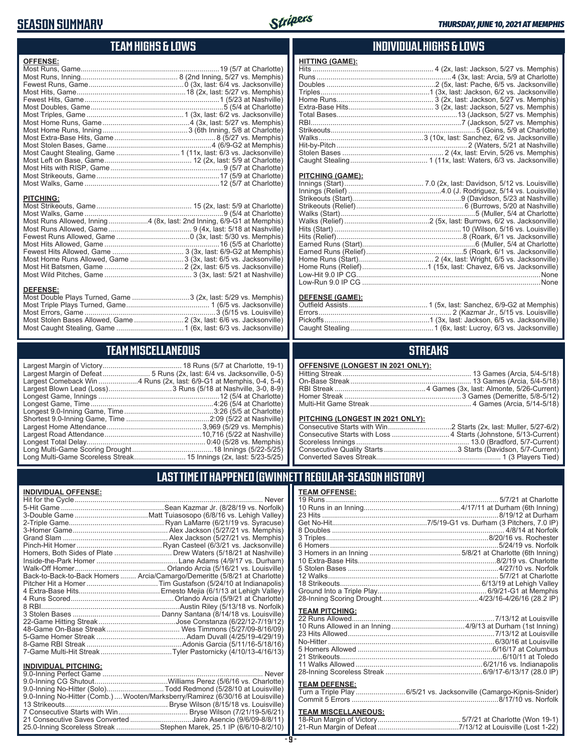# SEASON SUMMARY

*THURSDAY, JUNE 10, 2021 AT MEMPHIS*

## TEAM HIGHS & LOWS

**OFFENSE:**

| | |
|---|---|
| Most Runs, Game | 19 (5/7 at Charlotte) |
| Most Runs, Inning | 8 (2nd Inning, 5/27 vs. Memphis) |
| Fewest Runs, Game | 0 (3x, last: 6/4 vs. Jacksonville) |
| Most Hits, Game | 18 (2x, last: 5/27 vs. Memphis) |
| Fewest Hits, Game | 1 (5/23 at Nashville) |
| Most Doubles, Game | 5 (5/4 at Charlotte) |
| Most Triples, Game | 1 (3x, last: 6/2 vs. Jacksonville) |
| Most Home Runs, Game | 4 (3x, last: 5/27 vs. Memphis) |
| Most Home Runs, Inning | 3 (6th Inning, 5/8 at Charlotte) |
| Most Extra-Base Hits, Game | 8 (5/27 vs. Memphis) |
| Most Stolen Bases, Game | 4 (6/9-G2 at Memphis) |
| Most Caught Stealing, Game | 1 (11x, last: 6/3 vs. Jacksonville) |
| Most Left on Base, Game | 12 (2x, last: 5/9 at Charlotte) |
| Most Hits with RISP, Game | 9 (5/7 at Charlotte) |
| Most Strikeouts, Game | 17 (5/9 at Charlotte) |
| Most Walks, Game | 12 (5/7 at Charlotte) |

**PITCHING:**

| | |
|---|---|
| Most Strikeouts, Game | 15 (2x, last: 5/9 at Charlotte) |
| Most Walks, Game | 9 (5/4 at Charlotte) |
| Most Runs Allowed, Inning | 4 (8x, last: 2nd Inning, 6/9-G1 at Memphis) |
| Most Runs Allowed, Game | 9 (4x, last: 5/18 at Nashville) |
| Fewest Runs Allowed, Game | 0 (3x, last: 5/30 vs. Memphis) |
| Most Hits Allowed, Game | 16 (5/5 at Charlotte) |
| Fewest Hits Allowed, Game | 3 (3x, last: 6/9-G2 at Memphis) |
| Most Home Runs Allowed, Game | 3 (3x, last: 6/5 vs. Jacksonville) |
| Most Hit Batsmen, Game | 2 (2x, last: 6/5 vs. Jacksonville) |
| Most Wild Pitches, Game | 3 (3x, last: 5/21 at Nashville) |

**DEFENSE:**

| | |
|---|---|
| Most Double Plays Turned, Game | 3 (2x, last: 5/29 vs. Memphis) |
| Most Triple Plays Turned, Game | 1 (6/5 vs. Jacksonville) |
| Most Errors, Game | 3 (5/15 vs. Louisville) |
| Most Stolen Bases Allowed, Game | 2 (3x, last: 6/6 vs. Jacksonville) |
| Most Caught Stealing, Game | 1 (6x, last: 6/3 vs. Jacksonville) |

## INDIVIDUAL HIGHS & LOWS

**HITTING (GAME):**

| | |
|---|---|
| Hits | 4 (2x, last: Jackson, 5/27 vs. Memphis) |
| Runs | 4 (3x, last: Arcia, 5/9 at Charlotte) |
| Doubles | 2 (5x, last: Pache, 6/5 vs. Jacksonville) |
| Triples | 1 (3x, last: Jackson, 6/2 vs. Jacksonville) |
| Home Runs | 3 (2x, last: Jackson, 5/27 vs. Memphis) |
| Extra-Base Hits | 3 (2x, last: Jackson, 5/27 vs. Memphis) |
| Total Bases | 13 (Jackson, 5/27 vs. Memphis) |
| RBI | 7 (Jackson, 5/27 vs. Memphis) |
| Strikeouts | 5 (Goins, 5/9 at Charlotte) |
| Walks | 3 (10x, last: Sanchez, 6/2 vs. Jacksonville) |
| Hit-by-Pitch | 2 (Waters, 5/21 at Nashville) |
| Stolen Bases | 2 (4x, last: Ervin, 5/26 vs. Memphis) |
| Caught Stealing | 1 (11x, last: Waters, 6/3 vs. Jacksonville) |

**PITCHING (GAME):**

| | |
|---|---|
| Innings (Start) | 7.0 (2x, last: Davidson, 5/12 vs. Louisville) |
| Innings (Relief) | 4.0 (J. Rodriguez, 5/14 vs. Louisville) |
| Strikeouts (Start) | 9 (Davidson, 5/23 at Nashville) |
| Strikeouts (Relief) | 6 (Burrows, 5/20 at Nashville) |
| Walks (Start) | 5 (Muller, 5/4 at Charlotte) |
| Walks (Relief) | 2 (5x, last: Burrows, 6/2 vs. Jacksonville) |
| Hits (Start) | 10 (Wilson, 5/16 vs. Louisville) |
| Hits (Relief) | 8 (Roark, 6/1 vs. Jacksonville) |
| Earned Runs (Start) | 6 (Muller, 5/4 at Charlotte) |
| Earned Runs (Relief) | 5 (Roark, 6/1 vs. Jacksonville) |
| Home Runs (Start) | 2 (4x, last: Wright, 6/5 vs. Jacksonville) |
| Home Runs (Relief) | 1 (15x, last: Chavez, 6/6 vs. Jacksonville) |
| Low-Hit 9.0 IP CG | None |
| Low-Run 9.0 IP CG | None |

**DEFENSE (GAME):**

| | |
|---|---|
| Outfield Assists | 1 (5x, last: Sanchez, 6/9-G2 at Memphis) |
| Errors | 2 (Kazmar Jr., 5/15 vs. Louisville) |
| Pickoffs | 1 (3x, last: Jackson, 6/5 vs. Jacksonville) |
| Caught Stealing | 1 (6x, last: Lucroy, 6/3 vs. Jacksonville) |

## TEAM MISCELLANEOUS

| | |
|---|---|
| Largest Margin of Victory | 18 Runs (5/7 at Charlotte, 19-1) |
| Largest Margin of Defeat | 5 Runs (2x, last: 6/4 vs. Jacksonville, 0-5) |
| Largest Comeback Win | 4 Runs (2x, last: 6/9-G1 at Memphis, 0-4, 5-4) |
| Largest Blown Lead (Loss) | 3 Runs (5/18 at Nashville, 3-0, 8-9) |
| Longest Game, Innings | 12 (5/4 at Charlotte) |
| Longest Game, Time | 4:26 (5/4 at Charlotte) |
| Longest 9.0-Inning Game, Time | 3:26 (5/5 at Charlotte) |
| Shortest 9.0-Inning Game, Time | 2:09 (5/22 at Nashville) |
| Largest Home Attendance | 3,969 (5/29 vs. Memphis) |
| Largest Road Attendance | 10,716 (5/22 at Nashville) |
| Longest Total Delay | 0:40 (5/28 vs. Memphis) |
| Long Multi-Game Scoring Drought | 18 Innings (5/22-5/25) |
| Long Multi-Game Scoreless Streak | 15 Innings (2x, last: 5/23-5/25) |

## STREAKS

**OFFENSIVE (LONGEST IN 2021 ONLY):**

| | |
|---|---|
| Hitting Streak | 13 Games (Arcia, 5/4-5/18) |
| On-Base Streak | 13 Games (Arcia, 5/4-5/18) |
| RBI Streak | 4 Games (3x, last: Almonte, 5/26-Current) |
| Homer Streak | 3 Games (Demeritte, 5/8-5/12) |
| Multi-Hit Game Streak | 4 Games (Arcia, 5/14-5/18) |

**PITCHING (LONGEST IN 2021 ONLY):**

| | |
|---|---|
| Consecutive Starts with Win | 2 Starts (2x, last: Muller, 5/27-6/2) |
| Consecutive Starts with Loss | 4 Starts (Johnstone, 5/13-Current) |
| Scoreless Innings | 13.0 (Bradford, 5/7-Current) |
| Consecutive Quality Starts | 3 Starts (Davidson, 5/7-Current) |
| Converted Saves Streak | 1 (3 Players Tied) |

## LAST TIME IT HAPPENED (GWINNETT REGULAR-SEASON HISTORY)

**INDIVIDUAL OFFENSE:**

| | |
|---|---|
| Hit for the Cycle | Never |
| 5-Hit Game | Sean Kazmar Jr. (8/28/19 vs. Norfolk) |
| 3-Double Game | Matt Tuiasosopo (6/8/16 vs. Lehigh Valley) |
| 2-Triple Game | Ryan LaMarre (6/21/19 vs. Syracuse) |
| 3-Homer Game | Alex Jackson (5/27/21 vs. Memphis) |
| Grand Slam | Alex Jackson (5/27/21 vs. Memphis) |
| Pinch-Hit Homer | Ryan Casteel (6/3/21 vs. Jacksonville) |
| Homers, Both Sides of Plate | Drew Waters (5/18/21 at Nashville) |
| Inside-the-Park Homer | Lane Adams (4/9/17 vs. Durham) |
| Walk-Off Homer | Orlando Arcia (5/16/21 vs. Louisville) |
| Back-to-Back-to-Back Homers | Arcia/Camargo/Demeritte (5/8/21 at Charlotte) |
| Pitcher Hit a Homer | Tim Gustafson (5/24/10 at Indianapolis) |
| 4 Extra-Base Hits | Ernesto Mejia (6/1/13 at Lehigh Valley) |
| 4 Runs Scored | Orlando Arcia (5/9/21 at Charlotte) |
| 8 RBI | Austin Riley (5/13/18 vs. Norfolk) |
| 3 Stolen Bases | Danny Santana (8/14/18 vs. Louisville) |
| 22-Game Hitting Streak | Jose Constanza (6/22/12-7/19/12) |
| 48-Game On-Base Streak | Wes Timmons (5/27/09-8/16/09) |
| 5-Game Homer Streak | Adam Duvall (4/25/19-4/29/19) |
| 8-Game RBI Streak | Adonis Garcia (5/11/16-5/18/16) |
| 7-Game Multi-Hit Streak | Tyler Pastornicky (4/10/13-4/16/13) |

**INDIVIDUAL PITCHING:**

| | |
|---|---|
| 9.0-Inning Perfect Game | Never |
| 9.0-Inning CG Shutout | Williams Perez (5/6/16 vs. Charlotte) |
| 9.0-Inning No-Hitter (Solo) | Todd Redmond (5/28/10 at Louisville) |
| 9.0-Inning No-Hitter (Comb.) | Wooten/Marksberry/Ramirez (6/30/16 at Louisville) |
| 13 Strikeouts | Bryse Wilson (8/15/18 vs. Louisville) |
| 7 Consecutive Starts with Win | Bryse Wilson (7/21/19-5/6/21) |
| 21 Consecutive Saves Converted | Jairo Asencio (9/6/09-8/8/11) |
| 25.0-Inning Scoreless Streak | Stephen Marek, 25.1 IP (6/6/10-8/2/10) |

**TEAM OFFENSE:**

| | |
|---|---|
| 19 Runs | 5/7/21 at Charlotte |
| 10 Runs in an Inning | 4/17/11 at Durham (6th Inning) |
| 23 Hits | 8/19/12 at Durham |
| Get No-Hit | 7/5/19-G1 vs. Durham (3 Pitchers, 7.0 IP) |
| 8 Doubles | 4/8/14 at Norfolk |
| 3 Triples | 8/20/16 vs. Rochester |
| 6 Homers | 5/24/19 vs. Norfolk |
| 3 Homers in an Inning | 5/8/21 at Charlotte (6th Inning) |
| 10 Extra-Base Hits | 8/2/19 vs. Charlotte |
| 5 Stolen Bases | 4/27/10 vs. Norfolk |
| 12 Walks | 5/7/21 at Charlotte |
| 18 Strikeouts | 6/13/19 at Lehigh Valley |
| Ground Into a Triple Play | 6/9/21-G1 at Memphis |
| 28-Inning Scoring Drought | 4/23/16-4/26/16 (28.2 IP) |

**TEAM PITCHING:**

| | |
|---|---|
| 22 Runs Allowed | 7/13/12 at Louisville |
| 10 Runs Allowed in an Inning | 4/9/13 at Durham (1st Inning) |
| 23 Hits Allowed | 7/13/12 at Louisville |
| No-Hitter | 6/30/16 at Louisville |
| 5 Homers Allowed | 6/16/17 at Columbus |
| 21 Strikeouts | 6/10/11 at Toledo |
| 11 Walks Allowed | 6/21/16 vs. Indianapolis |
| 28-Inning Scoreless Streak | 6/9/17-6/13/17 (28.0 IP) |

**TEAM DEFENSE:**

| | |
|---|---|
| Turn a Triple Play | 6/5/21 vs. Jacksonville (Camargo-Kipnis-Snider) |
| Commit 5 Errors | 8/17/10 vs. Norfolk |

**TEAM MISCELLANEOUS:**

| | |
|---|---|
| 18-Run Margin of Victory | 5/7/21 at Charlotte (Won 19-1) |
| 21-Run Margin of Defeat | 7/13/12 at Louisville (Lost 1-22) |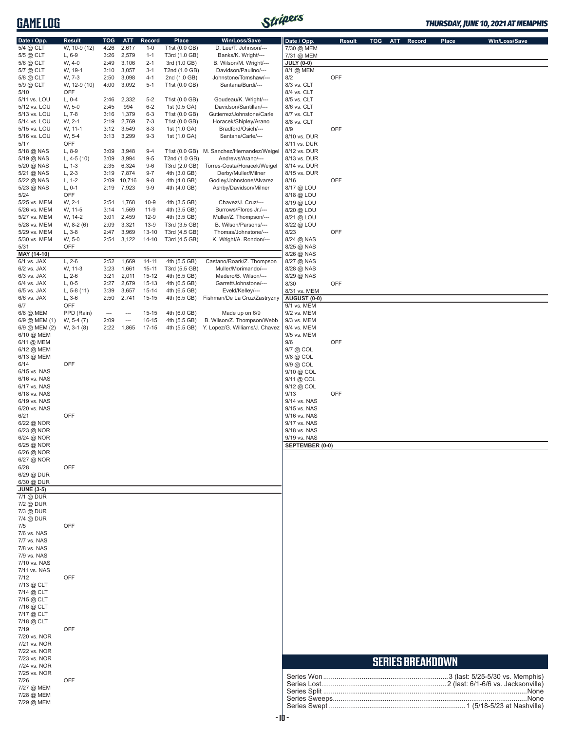# GAME LOG

| Date / Opp. | Result | TOG | ATT | Record | Place | Win/Loss/Save |
|---|---|---|---|---|---|---|
| 5/4 @ CLT | W, 10-9 (12) | 4:26 | 2,617 | 1-0 | T1st (0.0 GB) | D. Lee/T. Johnson/--- |
| 5/5 @ CLT | L, 6-9 | 3:26 | 2,579 | 1-1 | T3rd (1.0 GB) | Banks/K. Wright/--- |
| 5/6 @ CLT | W, 4-0 | 2:49 | 3,106 | 2-1 | 3rd (1.0 GB) | B. Wilson/M. Wright/--- |
| 5/7 @ CLT | W, 19-1 | 3:10 | 3,057 | 3-1 | T2nd (1.0 GB) | Davidson/Paulino/--- |
| 5/8 @ CLT | W, 7-3 | 2:50 | 3,098 | 4-1 | 2nd (1.0 GB) | Johnstone/Tomshaw/--- |
| 5/9 @ CLT | W, 12-9 (10) | 4:00 | 3,092 | 5-1 | T1st (0.0 GB) | Santana/Burdi/--- |
| 5/10 | OFF | | | | | |
| 5/11 vs. LOU | L, 0-4 | 2:46 | 2,332 | 5-2 | T1st (0.0 GB) | Goudeau/K. Wright/--- |
| 5/12 vs. LOU | W, 5-0 | 2:45 | 994 | 6-2 | 1st (0.5 GA) | Davidson/Santillan/--- |
| 5/13 vs. LOU | L, 7-8 | 3:16 | 1,379 | 6-3 | T1st (0.0 GB) | Gutierrez/Johnstone/Carle |
| 5/14 vs. LOU | W, 2-1 | 2:19 | 2,769 | 7-3 | T1st (0.0 GB) | Horacek/Shipley/Arano |
| 5/15 vs. LOU | W, 11-1 | 3:12 | 3,549 | 8-3 | 1st (1.0 GA) | Bradford/Osich/--- |
| 5/16 vs. LOU | W, 5-4 | 3:13 | 3,299 | 9-3 | 1st (1.0 GA) | Santana/Carle/--- |
| 5/17 | OFF | | | | | |
| 5/18 @ NAS | L, 8-9 | 3:09 | 3,948 | 9-4 | T1st (0.0 GB) | M. Sanchez/Hernandez/Weigel |
| 5/19 @ NAS | L, 4-5 (10) | 3:09 | 3,994 | 9-5 | T2nd (1.0 GB) | Andrews/Arano/--- |
| 5/20 @ NAS | L, 1-3 | 2:35 | 6,324 | 9-6 | T3rd (2.0 GB) | Torres-Costa/Horacek/Weigel |
| 5/21 @ NAS | L, 2-3 | 3:19 | 7,874 | 9-7 | 4th (3.0 GB) | Derby/Muller/Milner |
| 5/22 @ NAS | L, 1-2 | 2:09 | 10,716 | 9-8 | 4th (4.0 GB) | Godley/Johnstone/Alvarez |
| 5/23 @ NAS | L, 0-1 | 2:19 | 7,923 | 9-9 | 4th (4.0 GB) | Ashby/Davidson/Milner |
| 5/24 | OFF | | | | | |
| 5/25 vs. MEM | W, 2-1 | 2:54 | 1,768 | 10-9 | 4th (3.5 GB) | Chavez/J. Cruz/--- |
| 5/26 vs. MEM | W, 11-5 | 3:14 | 1,569 | 11-9 | 4th (3.5 GB) | Burrows/Flores Jr./--- |
| 5/27 vs. MEM | W, 14-2 | 3:01 | 2,459 | 12-9 | 4th (3.5 GB) | Muller/Z. Thompson/--- |
| 5/28 vs. MEM | W, 8-2 (6) | 2:09 | 3,321 | 13-9 | T3rd (3.5 GB) | B. Wilson/Parsons/--- |
| 5/29 vs. MEM | L, 3-8 | 2:47 | 3,969 | 13-10 | T3rd (4.5 GB) | Thomas/Johnstone/--- |
| 5/30 vs. MEM | W, 5-0 | 2:54 | 3,122 | 14-10 | T3rd (4.5 GB) | K. Wright/A. Rondon/--- |
| 5/31 | OFF | | | | | |
| **MAY (14-10)** | | | | | | |
| 6/1 vs. JAX | L, 2-6 | 2:52 | 1,669 | 14-11 | 4th (5.5 GB) | Castano/Roark/Z. Thompson |
| 6/2 vs. JAX | W, 11-3 | 3:23 | 1,661 | 15-11 | T3rd (5.5 GB) | Muller/Morimando/--- |
| 6/3 vs. JAX | L, 2-6 | 3:21 | 2,011 | 15-12 | 4th (6.5 GB) | Madero/B. Wilson/--- |
| 6/4 vs. JAX | L, 0-5 | 2:27 | 2,679 | 15-13 | 4th (6.5 GB) | Garrett/Johnstone/--- |
| 6/5 vs. JAX | L, 5-8 (11) | 3:39 | 3,657 | 15-14 | 4th (6.5 GB) | Eveld/Kelley/--- |
| 6/6 vs. JAX | L, 3-6 | 2:50 | 2,741 | 15-15 | 4th (6.5 GB) | Fishman/De La Cruz/Zastryzny |
| 6/7 | OFF | | | | | |
| 6/8 @ MEM | PPD (Rain) | --- | --- | 15-15 | 4th (6.0 GB) | Made up on 6/9 |
| 6/9 @ MEM (1) | W, 5-4 (7) | 2:09 | --- | 16-15 | 4th (5.5 GB) | B. Wilson/Z. Thompson/Webb |
| 6/9 @ MEM (2) | W, 3-1 (8) | 2:22 | 1,865 | 17-15 | 4th (5.5 GB) | Y. Lopez/G. Williams/J. Chavez |
| 6/10 @ MEM | | | | | | |
| 6/11 @ MEM | | | | | | |
| 6/12 @ MEM | | | | | | |
| 6/13 @ MEM | | | | | | |
| 6/14 | OFF | | | | | |
| 6/15 vs. NAS | | | | | | |
| 6/16 vs. NAS | | | | | | |
| 6/17 vs. NAS | | | | | | |
| 6/18 vs. NAS | | | | | | |
| 6/19 vs. NAS | | | | | | |
| 6/20 vs. NAS | | | | | | |
| 6/21 | OFF | | | | | |
| 6/22 @ NOR | | | | | | |
| 6/23 @ NOR | | | | | | |
| 6/24 @ NOR | | | | | | |
| 6/25 @ NOR | | | | | | |
| 6/26 @ NOR | | | | | | |
| 6/27 @ NOR | | | | | | |
| 6/28 | OFF | | | | | |
| 6/29 @ DUR | | | | | | |
| 6/30 @ DUR | | | | | | |
| **JUNE (3-5)** | | | | | | |
| 7/1 @ DUR | | | | | | |
| 7/2 @ DUR | | | | | | |
| 7/3 @ DUR | | | | | | |
| 7/4 @ DUR | | | | | | |
| 7/5 | OFF | | | | | |
| 7/6 vs. NAS | | | | | | |
| 7/7 vs. NAS | | | | | | |
| 7/8 vs. NAS | | | | | | |
| 7/9 vs. NAS | | | | | | |
| 7/10 vs. NAS | | | | | | |
| 7/11 vs. NAS | | | | | | |
| 7/12 | OFF | | | | | |
| 7/13 @ CLT | | | | | | |
| 7/14 @ CLT | | | | | | |
| 7/15 @ CLT | | | | | | |
| 7/16 @ CLT | | | | | | |
| 7/17 @ CLT | | | | | | |
| 7/18 @ CLT | | | | | | |
| 7/19 | OFF | | | | | |
| 7/20 vs. NOR | | | | | | |
| 7/21 vs. NOR | | | | | | |
| 7/22 vs. NOR | | | | | | |
| 7/23 vs. NOR | | | | | | |
| 7/24 vs. NOR | | | | | | |
| 7/25 vs. NOR | | | | | | |
| 7/26 | OFF | | | | | |
| 7/27 @ MEM | | | | | | |
| 7/28 @ MEM | | | | | | |
| 7/29 @ MEM | | | | | | |

| Date / Opp. | Result | TOG | ATT | Record | Place | Win/Loss/Save |
|---|---|---|---|---|---|---|
| 7/30 @ MEM | | | | | | |
| 7/31 @ MEM | | | | | | |
| **JULY (0-0)** | | | | | | |
| 8/1 @ MEM | | | | | | |
| 8/2 | OFF | | | | | |
| 8/3 vs. CLT | | | | | | |
| 8/4 vs. CLT | | | | | | |
| 8/5 vs. CLT | | | | | | |
| 8/6 vs. CLT | | | | | | |
| 8/7 vs. CLT | | | | | | |
| 8/8 vs. CLT | | | | | | |
| 8/9 | OFF | | | | | |
| 8/10 vs. DUR | | | | | | |
| 8/11 vs. DUR | | | | | | |
| 8/12 vs. DUR | | | | | | |
| 8/13 vs. DUR | | | | | | |
| 8/14 vs. DUR | | | | | | |
| 8/15 vs. DUR | | | | | | |
| 8/16 | OFF | | | | | |
| 8/17 @ LOU | | | | | | |
| 8/18 @ LOU | | | | | | |
| 8/19 @ LOU | | | | | | |
| 8/20 @ LOU | | | | | | |
| 8/21 @ LOU | | | | | | |
| 8/22 @ LOU | | | | | | |
| 8/23 | OFF | | | | | |
| 8/24 @ NAS | | | | | | |
| 8/25 @ NAS | | | | | | |
| 8/26 @ NAS | | | | | | |
| 8/27 @ NAS | | | | | | |
| 8/28 @ NAS | | | | | | |
| 8/29 @ NAS | | | | | | |
| 8/30 | OFF | | | | | |
| 8/31 vs. MEM | | | | | | |
| **AUGUST (0-0)** | | | | | | |
| 9/1 vs. MEM | | | | | | |
| 9/2 vs. MEM | | | | | | |
| 9/3 vs. MEM | | | | | | |
| 9/4 vs. MEM | | | | | | |
| 9/5 vs. MEM | | | | | | |
| 9/6 | OFF | | | | | |
| 9/7 @ COL | | | | | | |
| 9/8 @ COL | | | | | | |
| 9/9 @ COL | | | | | | |
| 9/10 @ COL | | | | | | |
| 9/11 @ COL | | | | | | |
| 9/12 @ COL | | | | | | |
| 9/13 | OFF | | | | | |
| 9/14 vs. NAS | | | | | | |
| 9/15 vs. NAS | | | | | | |
| 9/16 vs. NAS | | | | | | |
| 9/17 vs. NAS | | | | | | |
| 9/18 vs. NAS | | | | | | |
| 9/19 vs. NAS | | | | | | |
| **SEPTEMBER (0-0)** | | | | | | |

## SERIES BREAKDOWN

Series Won ..... 3 (last: 5/25-5/30 vs. Memphis)
Series Lost ..... 2 (last: 6/1-6/6 vs. Jacksonville)
Series Split ..... None
Series Sweeps ..... None
Series Swept ..... 1 (5/18-5/23 at Nashville)